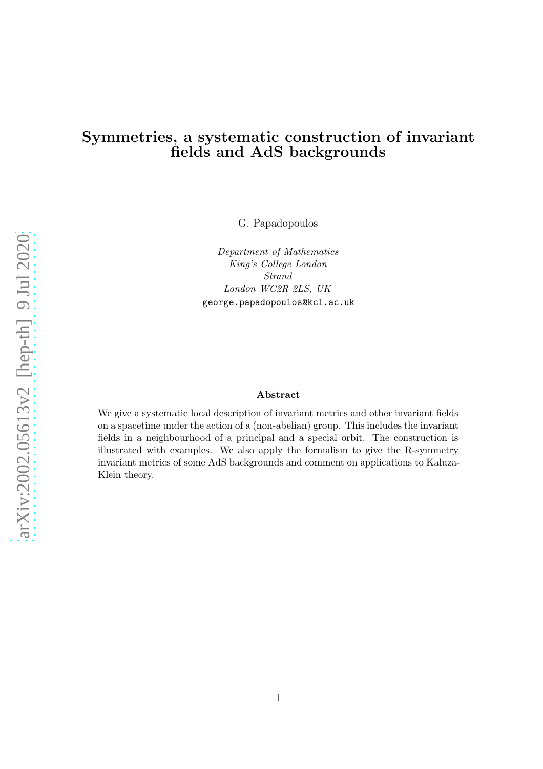# Symmetries, a systematic construction of invariant fields and AdS backgrounds

G. Papadopoulos

*Department of Mathematics*
*King's College London*
*Strand*
*London WC2R 2LS, UK*
george.papadopoulos@kcl.ac.uk

**Abstract**

We give a systematic local description of invariant metrics and other invariant fields on a spacetime under the action of a (non-abelian) group. This includes the invariant fields in a neighbourhood of a principal and a special orbit. The construction is illustrated with examples. We also apply the formalism to give the R-symmetry invariant metrics of some AdS backgrounds and comment on applications to Kaluza-Klein theory.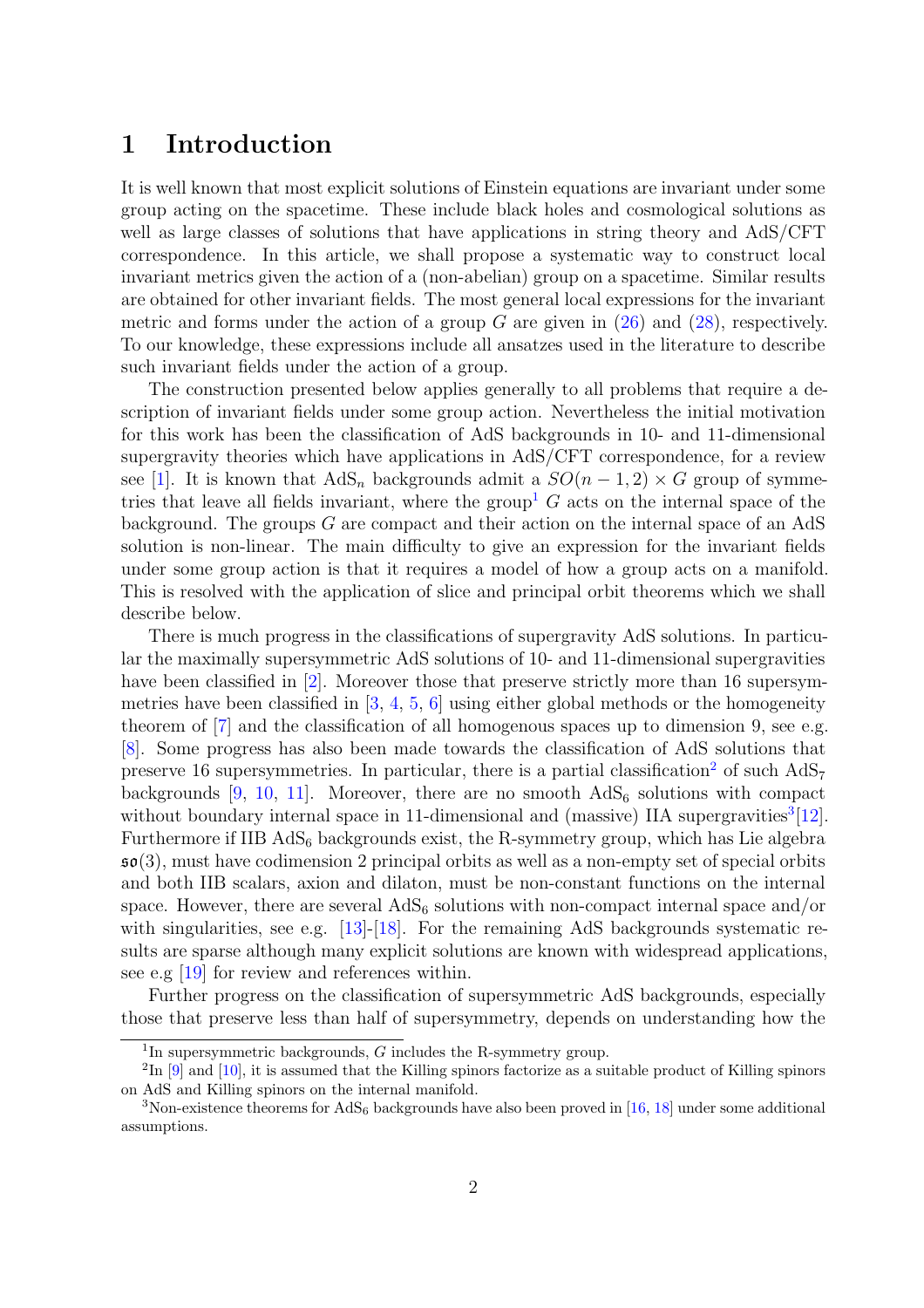# 1 Introduction

It is well known that most explicit solutions of Einstein equations are invariant under some group acting on the spacetime. These include black holes and cosmological solutions as well as large classes of solutions that have applications in string theory and AdS/CFT correspondence. In this article, we shall propose a systematic way to construct local invariant metrics given the action of a (non-abelian) group on a spacetime. Similar results are obtained for other invariant fields. The most general local expressions for the invariant metric and forms under the action of a group $G$ are given in (26) and (28), respectively. To our knowledge, these expressions include all ansatzes used in the literature to describe such invariant fields under the action of a group.

The construction presented below applies generally to all problems that require a description of invariant fields under some group action. Nevertheless the initial motivation for this work has been the classification of AdS backgrounds in 10- and 11-dimensional supergravity theories which have applications in AdS/CFT correspondence, for a review see [1]. It is known that $\mathrm{AdS}_n$ backgrounds admit a $SO(n-1,2)\times G$ group of symmetries that leave all fields invariant, where the group[1] $G$ acts on the internal space of the background. The groups $G$ are compact and their action on the internal space of an AdS solution is non-linear. The main difficulty to give an expression for the invariant fields under some group action is that it requires a model of how a group acts on a manifold. This is resolved with the application of slice and principal orbit theorems which we shall describe below.

There is much progress in the classifications of supergravity AdS solutions. In particular the maximally supersymmetric AdS solutions of 10- and 11-dimensional supergravities have been classified in [2]. Moreover those that preserve strictly more than 16 supersymmetries have been classified in [3, 4, 5, 6] using either global methods or the homogeneity theorem of [7] and the classification of all homogenous spaces up to dimension 9, see e.g. [8]. Some progress has also been made towards the classification of AdS solutions that preserve 16 supersymmetries. In particular, there is a partial classification[2] of such $\mathrm{AdS}_7$ backgrounds [9, 10, 11]. Moreover, there are no smooth $\mathrm{AdS}_6$ solutions with compact without boundary internal space in 11-dimensional and (massive) IIA supergravities[3][12]. Furthermore if IIB $\mathrm{AdS}_6$ backgrounds exist, the R-symmetry group, which has Lie algebra $\mathfrak{so}(3)$, must have codimension 2 principal orbits as well as a non-empty set of special orbits and both IIB scalars, axion and dilaton, must be non-constant functions on the internal space. However, there are several $\mathrm{AdS}_6$ solutions with non-compact internal space and/or with singularities, see e.g. [13]-[18]. For the remaining AdS backgrounds systematic results are sparse although many explicit solutions are known with widespread applications, see e.g [19] for review and references within.

Further progress on the classification of supersymmetric AdS backgrounds, especially those that preserve less than half of supersymmetry, depends on understanding how the

[1] In supersymmetric backgrounds, $G$ includes the R-symmetry group.

[2] In [9] and [10], it is assumed that the Killing spinors factorize as a suitable product of Killing spinors on AdS and Killing spinors on the internal manifold.

[3] Non-existence theorems for $\mathrm{AdS}_6$ backgrounds have also been proved in [16, 18] under some additional assumptions.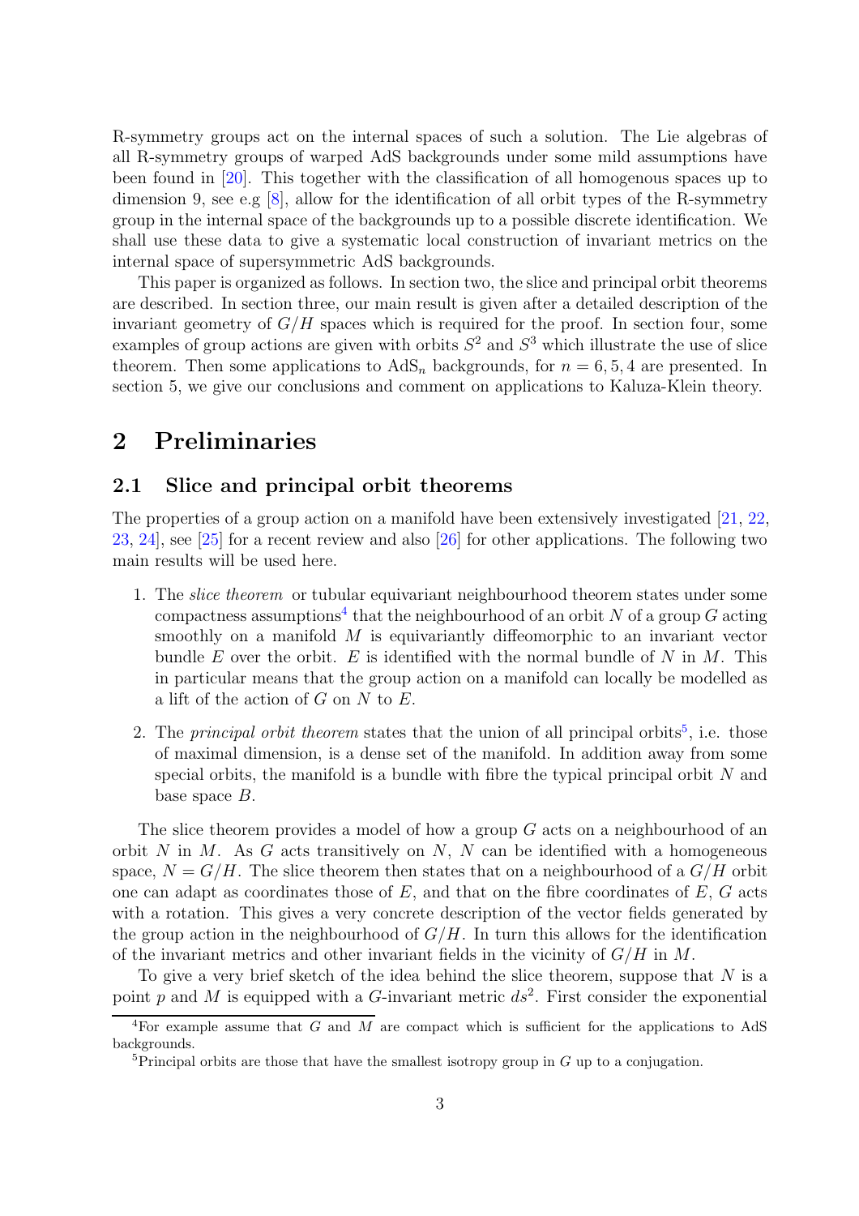R-symmetry groups act on the internal spaces of such a solution. The Lie algebras of all R-symmetry groups of warped AdS backgrounds under some mild assumptions have been found in [20]. This together with the classification of all homogenous spaces up to dimension 9, see e.g [8], allow for the identification of all orbit types of the R-symmetry group in the internal space of the backgrounds up to a possible discrete identification. We shall use these data to give a systematic local construction of invariant metrics on the internal space of supersymmetric AdS backgrounds.

This paper is organized as follows. In section two, the slice and principal orbit theorems are described. In section three, our main result is given after a detailed description of the invariant geometry of $G/H$ spaces which is required for the proof. In section four, some examples of group actions are given with orbits $S^2$ and $S^3$ which illustrate the use of slice theorem. Then some applications to $\mathrm{AdS}_n$ backgrounds, for $n = 6, 5, 4$ are presented. In section 5, we give our conclusions and comment on applications to Kaluza-Klein theory.

# 2 Preliminaries

## 2.1 Slice and principal orbit theorems

The properties of a group action on a manifold have been extensively investigated [21, 22, 23, 24], see [25] for a recent review and also [26] for other applications. The following two main results will be used here.

1. The *slice theorem* or tubular equivariant neighbourhood theorem states under some compactness assumptions[4] that the neighbourhood of an orbit $N$ of a group $G$ acting smoothly on a manifold $M$ is equivariantly diffeomorphic to an invariant vector bundle $E$ over the orbit. $E$ is identified with the normal bundle of $N$ in $M$. This in particular means that the group action on a manifold can locally be modelled as a lift of the action of $G$ on $N$ to $E$.

2. The *principal orbit theorem* states that the union of all principal orbits[5], i.e. those of maximal dimension, is a dense set of the manifold. In addition away from some special orbits, the manifold is a bundle with fibre the typical principal orbit $N$ and base space $B$.

The slice theorem provides a model of how a group $G$ acts on a neighbourhood of an orbit $N$ in $M$. As $G$ acts transitively on $N$, $N$ can be identified with a homogeneous space, $N = G/H$. The slice theorem then states that on a neighbourhood of a $G/H$ orbit one can adapt as coordinates those of $E$, and that on the fibre coordinates of $E$, $G$ acts with a rotation. This gives a very concrete description of the vector fields generated by the group action in the neighbourhood of $G/H$. In turn this allows for the identification of the invariant metrics and other invariant fields in the vicinity of $G/H$ in $M$.

To give a very brief sketch of the idea behind the slice theorem, suppose that $N$ is a point $p$ and $M$ is equipped with a $G$-invariant metric $ds^2$. First consider the exponential

[4] For example assume that $G$ and $M$ are compact which is sufficient for the applications to AdS backgrounds.

[5] Principal orbits are those that have the smallest isotropy group in $G$ up to a conjugation.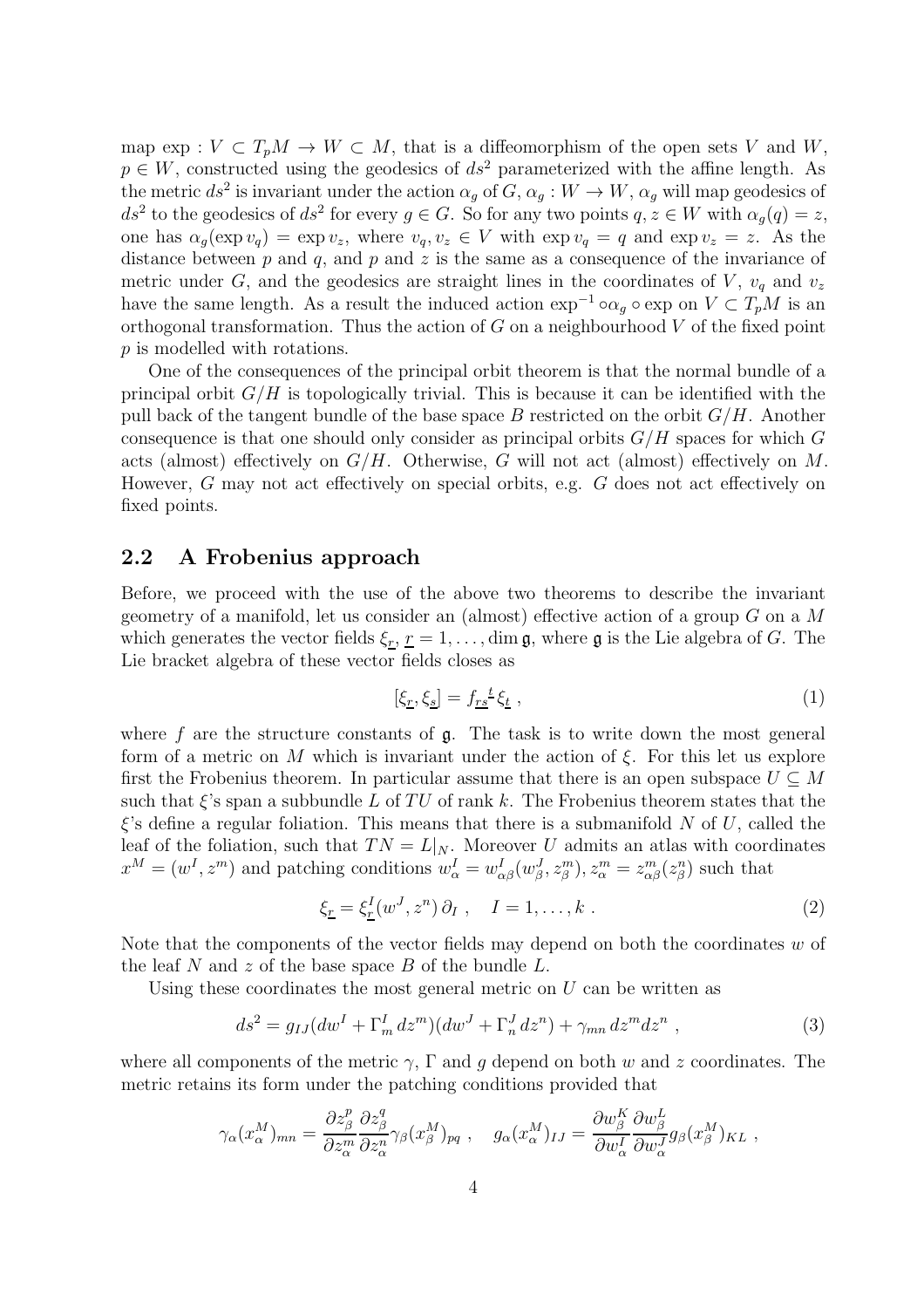map $\exp : V \subset T_pM \to W \subset M$, that is a diffeomorphism of the open sets $V$ and $W$, $p \in W$, constructed using the geodesics of $ds^2$ parameterized with the affine length. As the metric $ds^2$ is invariant under the action $\alpha_g$ of $G$, $\alpha_g : W \to W$, $\alpha_g$ will map geodesics of $ds^2$ to the geodesics of $ds^2$ for every $g \in G$. So for any two points $q, z \in W$ with $\alpha_g(q) = z$, one has $\alpha_g(\exp v_q) = \exp v_z$, where $v_q, v_z \in V$ with $\exp v_q = q$ and $\exp v_z = z$. As the distance between $p$ and $q$, and $p$ and $z$ is the same as a consequence of the invariance of metric under $G$, and the geodesics are straight lines in the coordinates of $V$, $v_q$ and $v_z$ have the same length. As a result the induced action $\exp^{-1} \circ \alpha_g \circ \exp$ on $V \subset T_pM$ is an orthogonal transformation. Thus the action of $G$ on a neighbourhood $V$ of the fixed point $p$ is modelled with rotations.

One of the consequences of the principal orbit theorem is that the normal bundle of a principal orbit $G/H$ is topologically trivial. This is because it can be identified with the pull back of the tangent bundle of the base space $B$ restricted on the orbit $G/H$. Another consequence is that one should only consider as principal orbits $G/H$ spaces for which $G$ acts (almost) effectively on $G/H$. Otherwise, $G$ will not act (almost) effectively on $M$. However, $G$ may not act effectively on special orbits, e.g. $G$ does not act effectively on fixed points.

## 2.2 A Frobenius approach

Before, we proceed with the use of the above two theorems to describe the invariant geometry of a manifold, let us consider an (almost) effective action of a group $G$ on a $M$ which generates the vector fields $\xi_{\underline{r}}$, $\underline{r} = 1, \ldots, \dim \mathfrak{g}$, where $\mathfrak{g}$ is the Lie algebra of $G$. The Lie bracket algebra of these vector fields closes as

$$[\xi_{\underline{r}}, \xi_{\underline{s}}] = f_{\underline{rs}}{}^{\underline{t}}\, \xi_{\underline{t}} \ , \tag{1}$$

where $f$ are the structure constants of $\mathfrak{g}$. The task is to write down the most general form of a metric on $M$ which is invariant under the action of $\xi$. For this let us explore first the Frobenius theorem. In particular assume that there is an open subspace $U \subseteq M$ such that $\xi$'s span a subbundle $L$ of $TU$ of rank $k$. The Frobenius theorem states that the $\xi$'s define a regular foliation. This means that there is a submanifold $N$ of $U$, called the leaf of the foliation, such that $TN = L|_N$. Moreover $U$ admits an atlas with coordinates $x^M = (w^I, z^m)$ and patching conditions $w^I_\alpha = w^I_{\alpha\beta}(w^J_\beta, z^m_\beta)$, $z^m_\alpha = z^m_{\alpha\beta}(z^n_\beta)$ such that

$$\xi_{\underline{r}} = \xi^I_{\underline{r}}(w^J, z^n)\, \partial_I \ , \quad I = 1, \ldots, k \ . \tag{2}$$

Note that the components of the vector fields may depend on both the coordinates $w$ of the leaf $N$ and $z$ of the base space $B$ of the bundle $L$.

Using these coordinates the most general metric on $U$ can be written as

$$ds^2 = g_{IJ}(dw^I + \Gamma^I_m\, dz^m)(dw^J + \Gamma^J_n\, dz^n) + \gamma_{mn}\, dz^m dz^n \ , \tag{3}$$

where all components of the metric $\gamma$, $\Gamma$ and $g$ depend on both $w$ and $z$ coordinates. The metric retains its form under the patching conditions provided that

$$\gamma_\alpha(x^M_\alpha)_{mn} = \frac{\partial z^p_\beta}{\partial z^m_\alpha} \frac{\partial z^q_\beta}{\partial z^n_\alpha} \gamma_\beta(x^M_\beta)_{pq} \ , \quad g_\alpha(x^M_\alpha)_{IJ} = \frac{\partial w^K_\beta}{\partial w^I_\alpha} \frac{\partial w^L_\beta}{\partial w^J_\alpha} g_\beta(x^M_\beta)_{KL} \ ,$$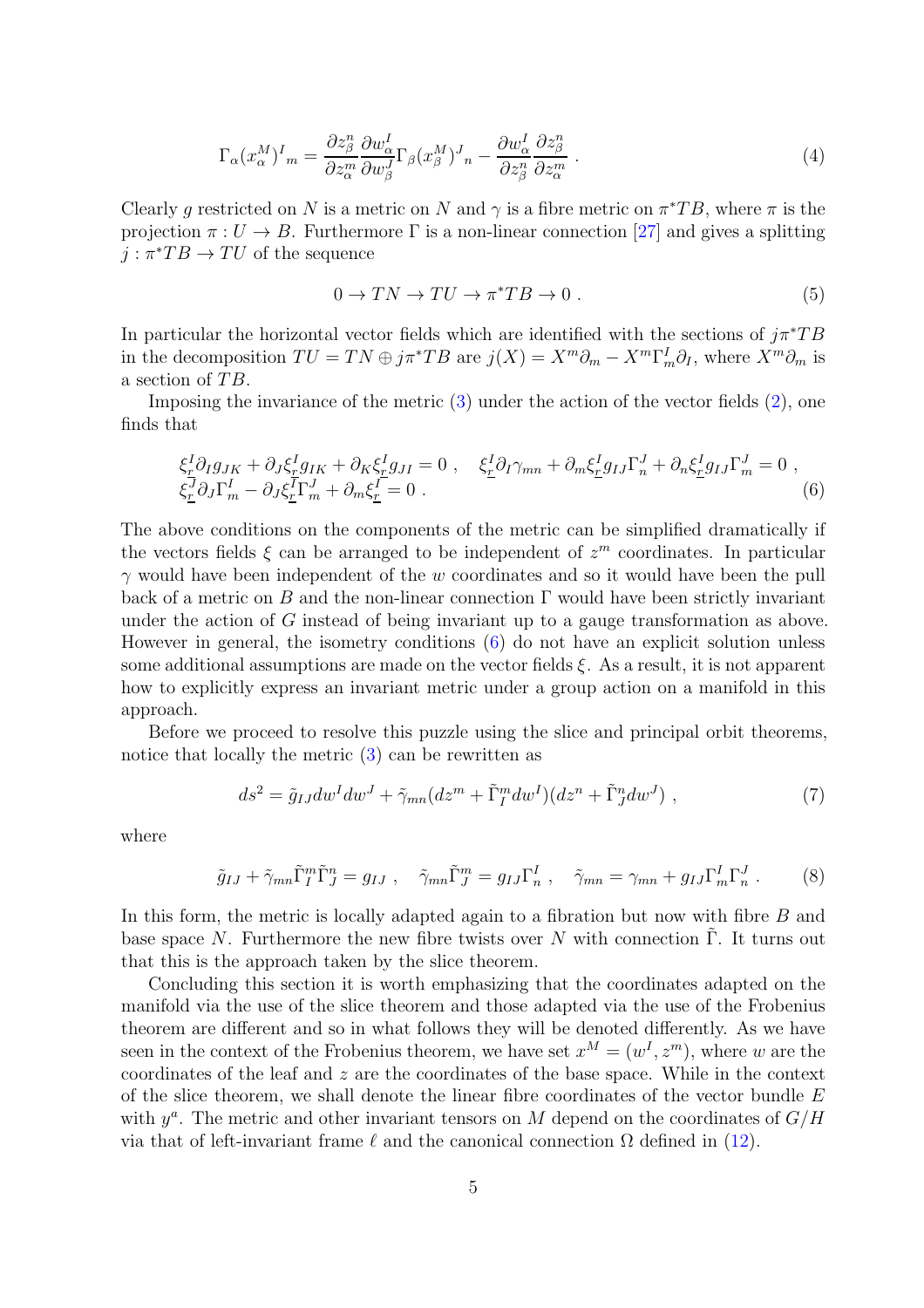$$
\Gamma_\alpha(x^M_\alpha)^I{}_m = \frac{\partial z^n_\beta}{\partial z^m_\alpha}\frac{\partial w^I_\alpha}{\partial w^J_\beta}\Gamma_\beta(x^M_\beta)^J{}_n - \frac{\partial w^I_\alpha}{\partial z^n_\beta}\frac{\partial z^n_\beta}{\partial z^m_\alpha} \ . \tag{4}
$$

Clearly $g$ restricted on $N$ is a metric on $N$ and $\gamma$ is a fibre metric on $\pi^*TB$, where $\pi$ is the projection $\pi : U \to B$. Furthermore $\Gamma$ is a non-linear connection [27] and gives a splitting $j : \pi^*TB \to TU$ of the sequence

$$
0 \to TN \to TU \to \pi^*TB \to 0 \ . \tag{5}
$$

In particular the horizontal vector fields which are identified with the sections of $j\pi^*TB$ in the decomposition $TU = TN \oplus j\pi^*TB$ are $j(X) = X^m\partial_m - X^m\Gamma^I_m\partial_I$, where $X^m\partial_m$ is a section of $TB$.

Imposing the invariance of the metric (3) under the action of the vector fields (2), one finds that

$$
\begin{aligned}
&\xi^I_{\underline{r}}\partial_I g_{JK} + \partial_J\xi^I_{\underline{r}} g_{IK} + \partial_K\xi^I_{\underline{r}} g_{JI} = 0 \ , \quad \xi^I_{\underline{r}}\partial_I\gamma_{mn} + \partial_m\xi^I_{\underline{r}} g_{IJ}\Gamma^J_n + \partial_n\xi^I_{\underline{r}} g_{IJ}\Gamma^J_m = 0 \ , \\
&\xi^J_{\underline{r}}\partial_J\Gamma^I_m - \partial_J\xi^I_{\underline{r}}\Gamma^J_m + \partial_m\xi^I_{\underline{r}} = 0 \ .
\end{aligned} \tag{6}
$$

The above conditions on the components of the metric can be simplified dramatically if the vectors fields $\xi$ can be arranged to be independent of $z^m$ coordinates. In particular $\gamma$ would have been independent of the $w$ coordinates and so it would have been the pull back of a metric on $B$ and the non-linear connection $\Gamma$ would have been strictly invariant under the action of $G$ instead of being invariant up to a gauge transformation as above. However in general, the isometry conditions (6) do not have an explicit solution unless some additional assumptions are made on the vector fields $\xi$. As a result, it is not apparent how to explicitly express an invariant metric under a group action on a manifold in this approach.

Before we proceed to resolve this puzzle using the slice and principal orbit theorems, notice that locally the metric (3) can be rewritten as

$$
ds^2 = \tilde{g}_{IJ}dw^I dw^J + \tilde{\gamma}_{mn}(dz^m + \tilde{\Gamma}^m_I dw^I)(dz^n + \tilde{\Gamma}^n_J dw^J) \ , \tag{7}
$$

where

$$
\tilde{g}_{IJ} + \tilde{\gamma}_{mn}\tilde{\Gamma}^m_I\tilde{\Gamma}^n_J = g_{IJ} \ , \quad \tilde{\gamma}_{mn}\tilde{\Gamma}^m_J = g_{IJ}\Gamma^I_n \ , \quad \tilde{\gamma}_{mn} = \gamma_{mn} + g_{IJ}\Gamma^I_m\Gamma^J_n \ . \tag{8}
$$

In this form, the metric is locally adapted again to a fibration but now with fibre $B$ and base space $N$. Furthermore the new fibre twists over $N$ with connection $\tilde{\Gamma}$. It turns out that this is the approach taken by the slice theorem.

Concluding this section it is worth emphasizing that the coordinates adapted on the manifold via the use of the slice theorem and those adapted via the use of the Frobenius theorem are different and so in what follows they will be denoted differently. As we have seen in the context of the Frobenius theorem, we have set $x^M = (w^I, z^m)$, where $w$ are the coordinates of the leaf and $z$ are the coordinates of the base space. While in the context of the slice theorem, we shall denote the linear fibre coordinates of the vector bundle $E$ with $y^a$. The metric and other invariant tensors on $M$ depend on the coordinates of $G/H$ via that of left-invariant frame $\ell$ and the canonical connection $\Omega$ defined in (12).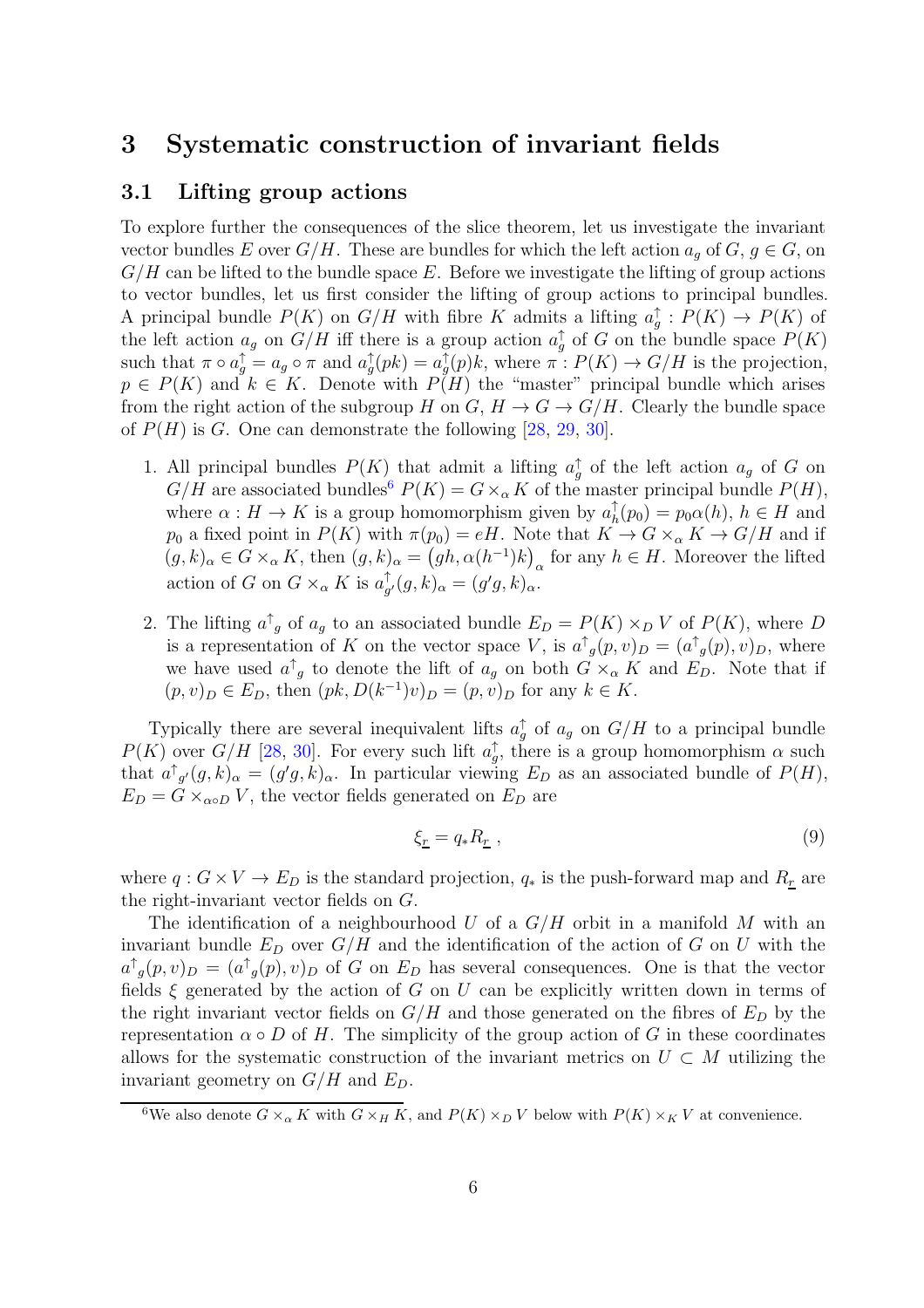# 3 Systematic construction of invariant fields

## 3.1 Lifting group actions

To explore further the consequences of the slice theorem, let us investigate the invariant vector bundles $E$ over $G/H$. These are bundles for which the left action $a_g$ of $G$, $g \in G$, on $G/H$ can be lifted to the bundle space $E$. Before we investigate the lifting of group actions to vector bundles, let us first consider the lifting of group actions to principal bundles. A principal bundle $P(K)$ on $G/H$ with fibre $K$ admits a lifting $a_g^\uparrow : P(K) \to P(K)$ of the left action $a_g$ on $G/H$ iff there is a group action $a_g^\uparrow$ of $G$ on the bundle space $P(K)$ such that $\pi \circ a_g^\uparrow = a_g \circ \pi$ and $a_g^\uparrow(pk) = a_g^\uparrow(p)k$, where $\pi : P(K) \to G/H$ is the projection, $p \in P(K)$ and $k \in K$. Denote with $P(H)$ the "master" principal bundle which arises from the right action of the subgroup $H$ on $G$, $H \to G \to G/H$. Clearly the bundle space of $P(H)$ is $G$. One can demonstrate the following [28, 29, 30].

1. All principal bundles $P(K)$ that admit a lifting $a_g^\uparrow$ of the left action $a_g$ of $G$ on $G/H$ are associated bundles[6] $P(K) = G \times_\alpha K$ of the master principal bundle $P(H)$, where $\alpha : H \to K$ is a group homomorphism given by $a_h^\uparrow(p_0) = p_0\alpha(h)$, $h \in H$ and $p_0$ a fixed point in $P(K)$ with $\pi(p_0) = eH$. Note that $K \to G \times_\alpha K \to G/H$ and if $(g,k)_\alpha \in G \times_\alpha K$, then $(g,k)_\alpha = \big(gh, \alpha(h^{-1})k\big)_\alpha$ for any $h \in H$. Moreover the lifted action of $G$ on $G \times_\alpha K$ is $a_{g'}^\uparrow(g,k)_\alpha = (g'g,k)_\alpha$.

2. The lifting ${a^\uparrow}_g$ of $a_g$ to an associated bundle $E_D = P(K) \times_D V$ of $P(K)$, where $D$ is a representation of $K$ on the vector space $V$, is ${a^\uparrow}_g(p,v)_D = ({a^\uparrow}_g(p), v)_D$, where we have used ${a^\uparrow}_g$ to denote the lift of $a_g$ on both $G \times_\alpha K$ and $E_D$. Note that if $(p,v)_D \in E_D$, then $(pk, D(k^{-1})v)_D = (p,v)_D$ for any $k \in K$.

Typically there are several inequivalent lifts $a_g^\uparrow$ of $a_g$ on $G/H$ to a principal bundle $P(K)$ over $G/H$ [28, 30]. For every such lift $a_g^\uparrow$, there is a group homomorphism $\alpha$ such that ${a^\uparrow}_{g'}(g,k)_\alpha = (g'g,k)_\alpha$. In particular viewing $E_D$ as an associated bundle of $P(H)$, $E_D = G \times_{\alpha \circ D} V$, the vector fields generated on $E_D$ are

$$
\xi_{\underline{r}} = q_* R_{\underline{r}} \, , \tag{9}
$$

where $q : G \times V \to E_D$ is the standard projection, $q_*$ is the push-forward map and $R_{\underline{r}}$ are the right-invariant vector fields on $G$.

The identification of a neighbourhood $U$ of a $G/H$ orbit in a manifold $M$ with an invariant bundle $E_D$ over $G/H$ and the identification of the action of $G$ on $U$ with the ${a^\uparrow}_g(p,v)_D = ({a^\uparrow}_g(p), v)_D$ of $G$ on $E_D$ has several consequences. One is that the vector fields $\xi$ generated by the action of $G$ on $U$ can be explicitly written down in terms of the right invariant vector fields on $G/H$ and those generated on the fibres of $E_D$ by the representation $\alpha \circ D$ of $H$. The simplicity of the group action of $G$ in these coordinates allows for the systematic construction of the invariant metrics on $U \subset M$ utilizing the invariant geometry on $G/H$ and $E_D$.

[6] We also denote $G \times_\alpha K$ with $G \times_H K$, and $P(K) \times_D V$ below with $P(K) \times_K V$ at convenience.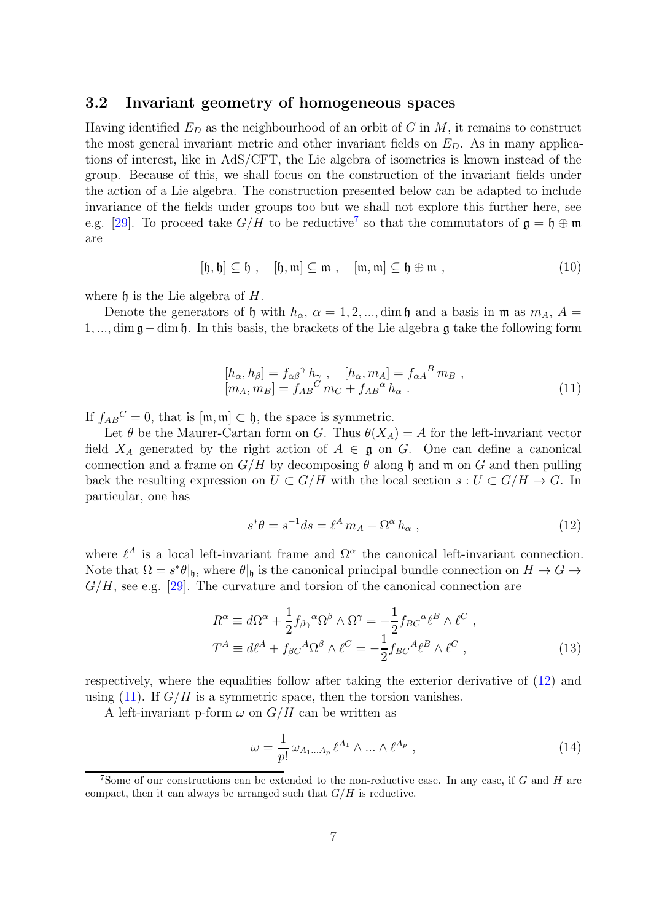### 3.2 Invariant geometry of homogeneous spaces

Having identified $E_D$ as the neighbourhood of an orbit of $G$ in $M$, it remains to construct the most general invariant metric and other invariant fields on $E_D$. As in many applications of interest, like in AdS/CFT, the Lie algebra of isometries is known instead of the group. Because of this, we shall focus on the construction of the invariant fields under the action of a Lie algebra. The construction presented below can be adapted to include invariance of the fields under groups too but we shall not explore this further here, see e.g. [29]. To proceed take $G/H$ to be reductive[7] so that the commutators of $\mathfrak{g} = \mathfrak{h} \oplus \mathfrak{m}$ are

$$
[\mathfrak{h}, \mathfrak{h}] \subseteq \mathfrak{h} \ , \quad [\mathfrak{h}, \mathfrak{m}] \subseteq \mathfrak{m} \ , \quad [\mathfrak{m}, \mathfrak{m}] \subseteq \mathfrak{h} \oplus \mathfrak{m} \ , \tag{10}
$$

where $\mathfrak{h}$ is the Lie algebra of $H$.

Denote the generators of $\mathfrak{h}$ with $h_\alpha$, $\alpha = 1, 2, ..., \dim \mathfrak{h}$ and a basis in $\mathfrak{m}$ as $m_A$, $A = 1, ..., \dim \mathfrak{g} - \dim \mathfrak{h}$. In this basis, the brackets of the Lie algebra $\mathfrak{g}$ take the following form

$$
\begin{aligned}
&[h_\alpha, h_\beta] = f_{\alpha\beta}{}^\gamma \, h_\gamma \ , \quad [h_\alpha, m_A] = f_{\alpha A}{}^B \, m_B \ , \\
&[m_A, m_B] = f_{AB}{}^C \, m_C + f_{AB}{}^\alpha \, h_\alpha \ .
\end{aligned} \tag{11}
$$

If $f_{AB}{}^C = 0$, that is $[\mathfrak{m}, \mathfrak{m}] \subset \mathfrak{h}$, the space is symmetric.

Let $\theta$ be the Maurer-Cartan form on $G$. Thus $\theta(X_A) = A$ for the left-invariant vector field $X_A$ generated by the right action of $A \in \mathfrak{g}$ on $G$. One can define a canonical connection and a frame on $G/H$ by decomposing $\theta$ along $\mathfrak{h}$ and $\mathfrak{m}$ on $G$ and then pulling back the resulting expression on $U \subset G/H$ with the local section $s : U \subset G/H \to G$. In particular, one has

$$
s^* \theta = s^{-1} ds = \ell^A \, m_A + \Omega^\alpha \, h_\alpha \ , \tag{12}
$$

where $\ell^A$ is a local left-invariant frame and $\Omega^\alpha$ the canonical left-invariant connection. Note that $\Omega = s^* \theta|_{\mathfrak{h}}$, where $\theta|_{\mathfrak{h}}$ is the canonical principal bundle connection on $H \to G \to G/H$, see e.g. [29]. The curvature and torsion of the canonical connection are

$$
\begin{aligned}
R^\alpha &\equiv d\Omega^\alpha + \frac{1}{2} f_{\beta\gamma}{}^\alpha \Omega^\beta \wedge \Omega^\gamma = -\frac{1}{2} f_{BC}{}^\alpha \ell^B \wedge \ell^C \ , \\
T^A &\equiv d\ell^A + f_{\beta C}{}^A \Omega^\beta \wedge \ell^C = -\frac{1}{2} f_{BC}{}^A \ell^B \wedge \ell^C \ ,
\end{aligned} \tag{13}
$$

respectively, where the equalities follow after taking the exterior derivative of (12) and using (11). If $G/H$ is a symmetric space, then the torsion vanishes.

A left-invariant p-form $\omega$ on $G/H$ can be written as

$$
\omega = \frac{1}{p!} \, \omega_{A_1 \ldots A_p} \, \ell^{A_1} \wedge \ldots \wedge \ell^{A_p} \ , \tag{14}
$$

[7] Some of our constructions can be extended to the non-reductive case. In any case, if $G$ and $H$ are compact, then it can always be arranged such that $G/H$ is reductive.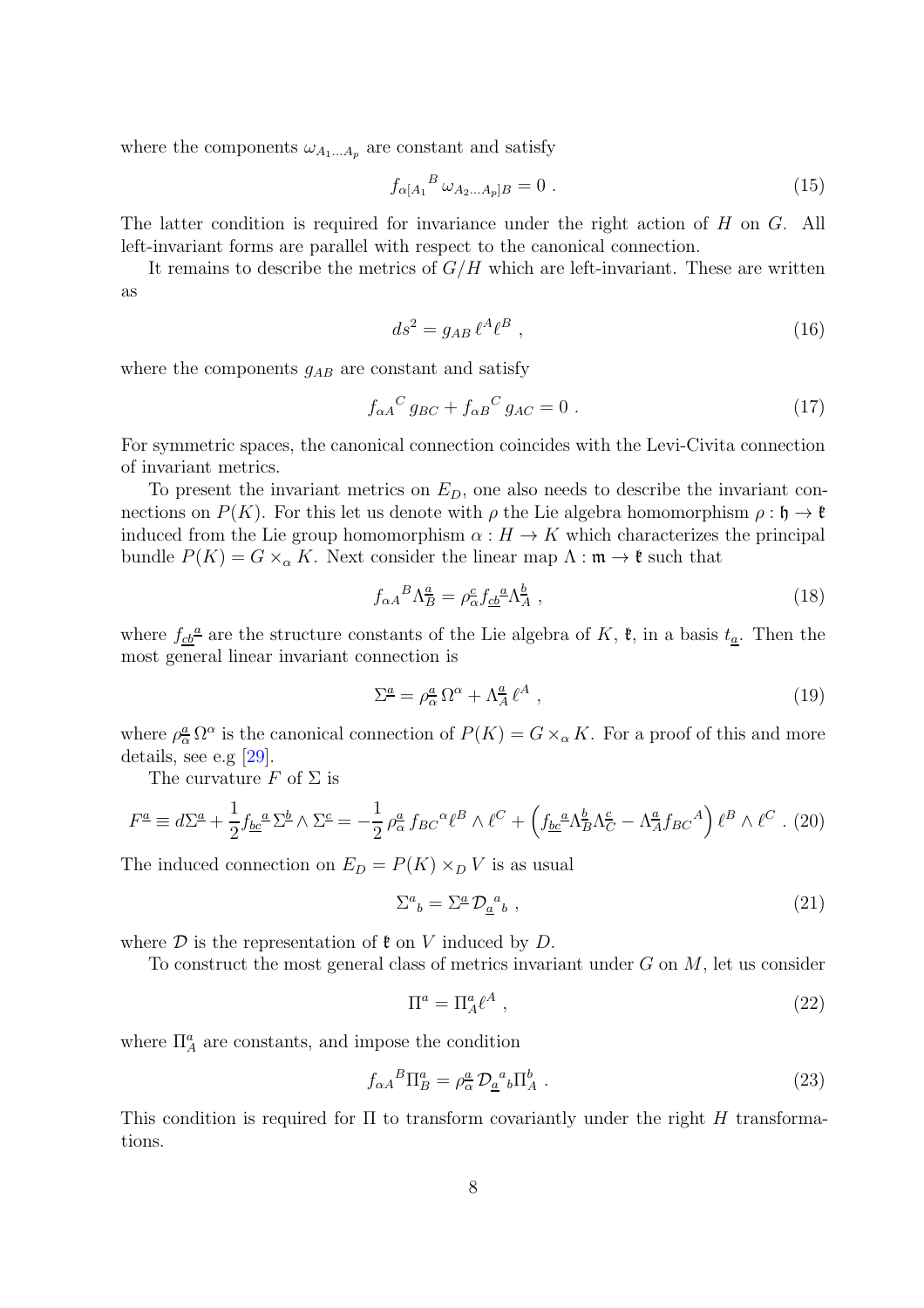where the components $\omega_{A_1\dots A_p}$ are constant and satisfy

$$f_{\alpha[A_1}{}^{B}\,\omega_{A_2\dots A_p]B} = 0 \ . \tag{15}$$

The latter condition is required for invariance under the right action of $H$ on $G$. All left-invariant forms are parallel with respect to the canonical connection.

It remains to describe the metrics of $G/H$ which are left-invariant. These are written as

$$ds^2 = g_{AB}\,\ell^A\ell^B \ , \tag{16}$$

where the components $g_{AB}$ are constant and satisfy

$$f_{\alpha A}{}^{C}\,g_{BC} + f_{\alpha B}{}^{C}\,g_{AC} = 0 \ . \tag{17}$$

For symmetric spaces, the canonical connection coincides with the Levi-Civita connection of invariant metrics.

To present the invariant metrics on $E_D$, one also needs to describe the invariant connections on $P(K)$. For this let us denote with $\rho$ the Lie algebra homomorphism $\rho : \mathfrak{h} \to \mathfrak{k}$ induced from the Lie group homomorphism $\alpha : H \to K$ which characterizes the principal bundle $P(K) = G \times_\alpha K$. Next consider the linear map $\Lambda : \mathfrak{m} \to \mathfrak{k}$ such that

$$f_{\alpha A}{}^{B}\Lambda^{\underline{a}}_{B} = \rho^{\underline{c}}_{\alpha} f_{\underline{c}\underline{b}}{}^{\underline{a}}\Lambda^{\underline{b}}_{A} \ , \tag{18}$$

where $f_{\underline{c}\underline{b}}{}^{\underline{a}}$ are the structure constants of the Lie algebra of $K$, $\mathfrak{k}$, in a basis $t_{\underline{a}}$. Then the most general linear invariant connection is

$$\Sigma^{\underline{a}} = \rho^{\underline{a}}_{\alpha}\,\Omega^\alpha + \Lambda^{\underline{a}}_{A}\,\ell^A \ , \tag{19}$$

where $\rho^{\underline{a}}_{\alpha}\,\Omega^\alpha$ is the canonical connection of $P(K) = G \times_\alpha K$. For a proof of this and more details, see e.g [29].

The curvature $F$ of $\Sigma$ is

$$F^{\underline{a}} \equiv d\Sigma^{\underline{a}} + \frac{1}{2} f_{\underline{b}\underline{c}}{}^{\underline{a}}\,\Sigma^{\underline{b}} \wedge \Sigma^{\underline{c}} = -\frac{1}{2}\,\rho^{\underline{a}}_{\alpha}\,f_{BC}{}^{\alpha}\ell^B \wedge \ell^C + \left( f_{\underline{b}\underline{c}}{}^{\underline{a}}\Lambda^{\underline{b}}_{B}\Lambda^{\underline{c}}_{C} - \Lambda^{\underline{a}}_{A} f_{BC}{}^{A} \right) \ell^B \wedge \ell^C \ . \tag{20}$$

The induced connection on $E_D = P(K) \times_D V$ is as usual

$$\Sigma^{a}{}_{b} = \Sigma^{\underline{a}}\,\mathcal{D}_{\underline{a}}{}^{a}{}_{b} \ , \tag{21}$$

where $\mathcal{D}$ is the representation of $\mathfrak{k}$ on $V$ induced by $D$.

To construct the most general class of metrics invariant under $G$ on $M$, let us consider

$$\Pi^a = \Pi^a_A \ell^A \ , \tag{22}$$

where $\Pi^a_A$ are constants, and impose the condition

$$f_{\alpha A}{}^{B}\Pi^a_B = \rho^{\underline{a}}_{\alpha}\,\mathcal{D}_{\underline{a}}{}^{a}{}_{b}\Pi^b_A \ . \tag{23}$$

This condition is required for $\Pi$ to transform covariantly under the right $H$ transformations.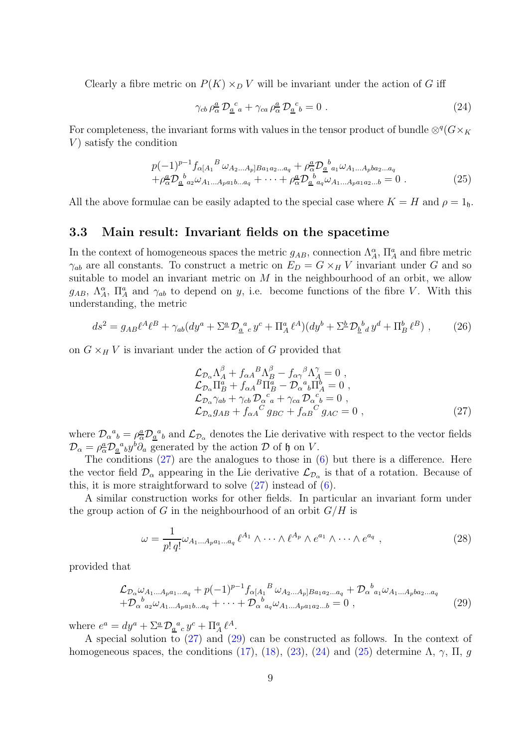Clearly a fibre metric on $P(K) \times_D V$ will be invariant under the action of $G$ iff

$$\gamma_{cb}\, \rho^{\underline{a}}_{\alpha}\, \mathcal{D}_{\underline{a}}{}^{c}{}_{a} + \gamma_{ca}\, \rho^{\underline{a}}_{\alpha}\, \mathcal{D}_{\underline{a}}{}^{c}{}_{b} = 0 \ . \tag{24}$$

For completeness, the invariant forms with values in the tensor product of bundle $\otimes^q(G \times_K V)$ satisfy the condition

$$\begin{aligned}
&p(-1)^{p-1} f_{\alpha[A_1}{}^{B}\, \omega_{A_2\ldots A_p]Ba_1a_2\ldots a_q} + \rho^{\underline{a}}_{\alpha}\mathcal{D}_{\underline{a}}{}^{b}{}_{a_1}\omega_{A_1\ldots A_pba_2\ldots a_q} \\
&+\rho^{\underline{a}}_{\alpha}\mathcal{D}_{\underline{a}}{}^{b}{}_{a_2}\omega_{A_1\ldots A_pa_1b\ldots a_q} + \cdots + \rho^{\underline{a}}_{\alpha}\mathcal{D}_{\underline{a}}{}^{b}{}_{a_q}\omega_{A_1\ldots A_pa_1a_2\ldots b} = 0 \ .
\end{aligned} \tag{25}$$

All the above formulae can be easily adapted to the special case where $K = H$ and $\rho = 1_{\mathfrak{h}}$.

### 3.3 Main result: Invariant fields on the spacetime

In the context of homogeneous spaces the metric $g_{AB}$, connection $\Lambda^{\alpha}_{A}$, $\Pi^{a}_{A}$ and fibre metric $\gamma_{ab}$ are all constants. To construct a metric on $E_D = G \times_H V$ invariant under $G$ and so suitable to model an invariant metric on $M$ in the neighbourhood of an orbit, we allow $g_{AB}$, $\Lambda^{\alpha}_{A}$, $\Pi^{a}_{A}$ and $\gamma_{ab}$ to depend on $y$, i.e. become functions of the fibre $V$. With this understanding, the metric

$$ds^2 = g_{AB}\ell^A\ell^B + \gamma_{ab}(dy^a + \Sigma^{\underline{a}}\, \mathcal{D}_{\underline{a}}{}^{a}{}_{c}\, y^c + \Pi^{a}_{A}\, \ell^A)(dy^b + \Sigma^{\underline{b}}\, \mathcal{D}_{\underline{b}}{}^{b}{}_{d}\, y^d + \Pi^{b}_{B}\, \ell^B) \ , \tag{26}$$

on $G \times_H V$ is invariant under the action of $G$ provided that

$$\begin{aligned}
&\mathcal{L}_{\mathcal{D}_\alpha}\Lambda^{\beta}_{A} + f_{\alpha A}{}^{B}\Lambda^{\beta}_{B} - f_{\alpha\gamma}{}^{\beta}\Lambda^{\gamma}_{A} = 0 \ , \\
&\mathcal{L}_{\mathcal{D}_\alpha}\Pi^{a}_{B} + f_{\alpha A}{}^{B}\Pi^{a}_{B} - \mathcal{D}_{\alpha}{}^{a}{}_{b}\Pi^{b}_{A} = 0 \ , \\
&\mathcal{L}_{\mathcal{D}_\alpha}\gamma_{ab} + \gamma_{cb}\, \mathcal{D}_{\alpha}{}^{c}{}_{a} + \gamma_{ca}\, \mathcal{D}_{\alpha}{}^{c}{}_{b} = 0 \ , \\
&\mathcal{L}_{\mathcal{D}_\alpha}g_{AB} + f_{\alpha A}{}^{C}\, g_{BC} + f_{\alpha B}{}^{C}\, g_{AC} = 0 \ ,
\end{aligned} \tag{27}$$

where $\mathcal{D}_{\alpha}{}^{a}{}_{b} = \rho^{\underline{a}}_{\alpha}\mathcal{D}_{\underline{a}}{}^{a}{}_{b}$ and $\mathcal{L}_{\mathcal{D}_\alpha}$ denotes the Lie derivative with respect to the vector fields $\mathcal{D}_\alpha = \rho^{\underline{a}}_{\alpha}\mathcal{D}_{\underline{a}}{}^{a}{}_{b}y^b\partial_a$ generated by the action $\mathcal{D}$ of $\mathfrak{h}$ on $V$.

The conditions (27) are the analogues to those in (6) but there is a difference. Here the vector field $\mathcal{D}_\alpha$ appearing in the Lie derivative $\mathcal{L}_{\mathcal{D}_\alpha}$ is that of a rotation. Because of this, it is more straightforward to solve (27) instead of (6).

A similar construction works for other fields. In particular an invariant form under the group action of $G$ in the neighbourhood of an orbit $G/H$ is

$$\omega = \frac{1}{p!\, q!}\omega_{A_1\ldots A_pa_1\ldots a_q}\, \ell^{A_1} \wedge \cdots \wedge \ell^{A_p} \wedge e^{a_1} \wedge \cdots \wedge e^{a_q} \ , \tag{28}$$

provided that

$$\begin{aligned}
&\mathcal{L}_{\mathcal{D}_\alpha}\omega_{A_1\ldots A_pa_1\ldots a_q} + p(-1)^{p-1} f_{\alpha[A_1}{}^{B}\, \omega_{A_2\ldots A_p]Ba_1a_2\ldots a_q} + \mathcal{D}_{\alpha}{}^{b}{}_{a_1}\omega_{A_1\ldots A_pba_2\ldots a_q} \\
&+\mathcal{D}_{\alpha}{}^{b}{}_{a_2}\omega_{A_1\ldots A_pa_1b\ldots a_q} + \cdots + \mathcal{D}_{\alpha}{}^{b}{}_{a_q}\omega_{A_1\ldots A_pa_1a_2\ldots b} = 0 \ ,
\end{aligned} \tag{29}$$

where $e^a = dy^a + \Sigma^{\underline{a}}\, \mathcal{D}_{\underline{a}}{}^{a}{}_{c}\, y^c + \Pi^{a}_{A}\, \ell^A$.

A special solution to (27) and (29) can be constructed as follows. In the context of homogeneous spaces, the conditions (17), (18), (23), (24) and (25) determine $\Lambda$, $\gamma$, $\Pi$, $g$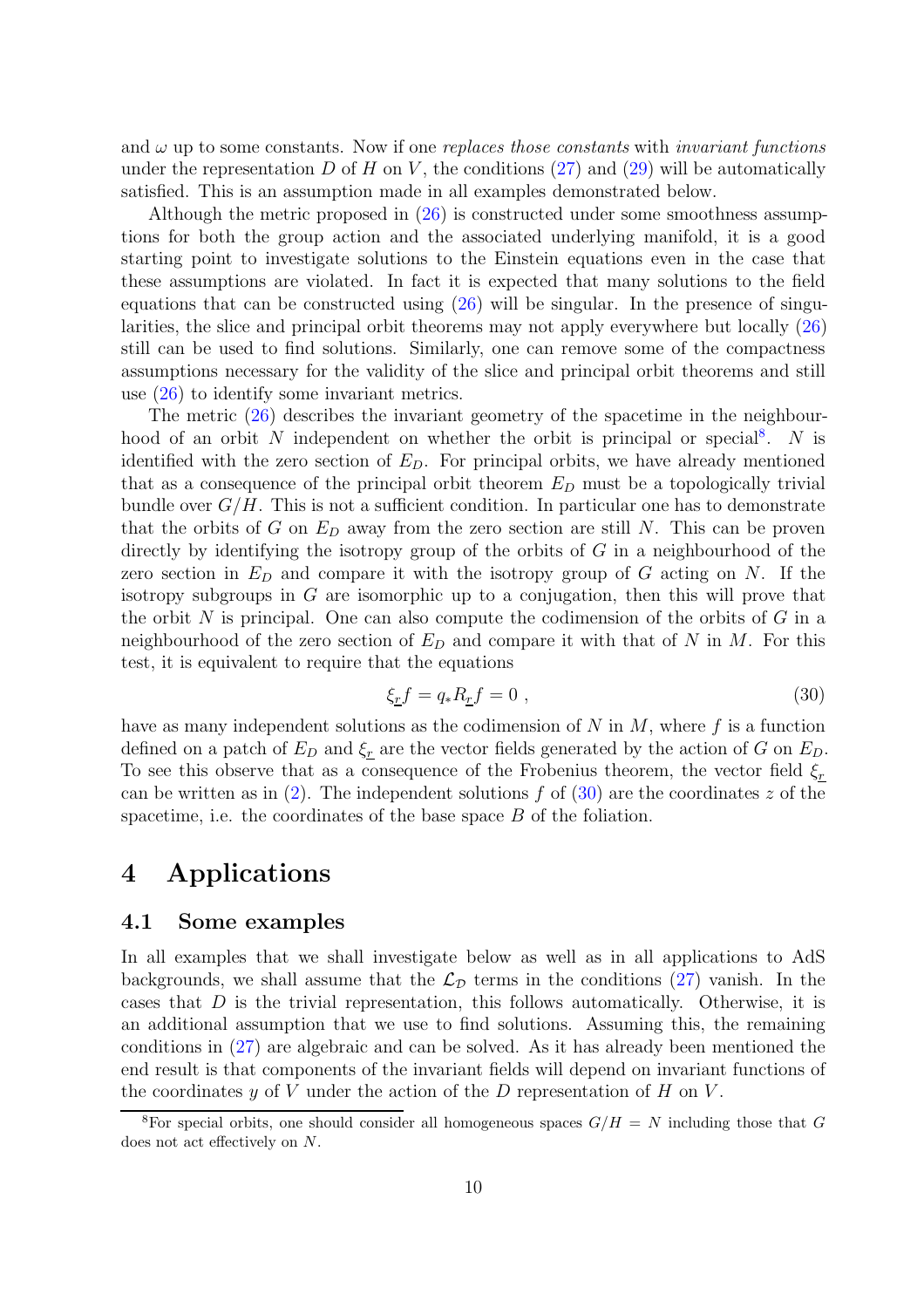and $\omega$ up to some constants. Now if one *replaces those constants* with *invariant functions* under the representation $D$ of $H$ on $V$, the conditions (27) and (29) will be automatically satisfied. This is an assumption made in all examples demonstrated below.

Although the metric proposed in (26) is constructed under some smoothness assumptions for both the group action and the associated underlying manifold, it is a good starting point to investigate solutions to the Einstein equations even in the case that these assumptions are violated. In fact it is expected that many solutions to the field equations that can be constructed using (26) will be singular. In the presence of singularities, the slice and principal orbit theorems may not apply everywhere but locally (26) still can be used to find solutions. Similarly, one can remove some of the compactness assumptions necessary for the validity of the slice and principal orbit theorems and still use (26) to identify some invariant metrics.

The metric (26) describes the invariant geometry of the spacetime in the neighbourhood of an orbit $N$ independent on whether the orbit is principal or special[8]. $N$ is identified with the zero section of $E_D$. For principal orbits, we have already mentioned that as a consequence of the principal orbit theorem $E_D$ must be a topologically trivial bundle over $G/H$. This is not a sufficient condition. In particular one has to demonstrate that the orbits of $G$ on $E_D$ away from the zero section are still $N$. This can be proven directly by identifying the isotropy group of the orbits of $G$ in a neighbourhood of the zero section in $E_D$ and compare it with the isotropy group of $G$ acting on $N$. If the isotropy subgroups in $G$ are isomorphic up to a conjugation, then this will prove that the orbit $N$ is principal. One can also compute the codimension of the orbits of $G$ in a neighbourhood of the zero section of $E_D$ and compare it with that of $N$ in $M$. For this test, it is equivalent to require that the equations

$$\xi_{\underline{r}} f = q_* R_{\underline{r}} f = 0 \ , \tag{30}$$

have as many independent solutions as the codimension of $N$ in $M$, where $f$ is a function defined on a patch of $E_D$ and $\xi_{\underline{r}}$ are the vector fields generated by the action of $G$ on $E_D$. To see this observe that as a consequence of the Frobenius theorem, the vector field $\xi_{\underline{r}}$ can be written as in (2). The independent solutions $f$ of (30) are the coordinates $z$ of the spacetime, i.e. the coordinates of the base space $B$ of the foliation.

# 4 Applications

## 4.1 Some examples

In all examples that we shall investigate below as well as in all applications to AdS backgrounds, we shall assume that the $\mathcal{L}_{\mathcal{D}}$ terms in the conditions (27) vanish. In the cases that $D$ is the trivial representation, this follows automatically. Otherwise, it is an additional assumption that we use to find solutions. Assuming this, the remaining conditions in (27) are algebraic and can be solved. As it has already been mentioned the end result is that components of the invariant fields will depend on invariant functions of the coordinates $y$ of $V$ under the action of the $D$ representation of $H$ on $V$.

[8]For special orbits, one should consider all homogeneous spaces $G/H = N$ including those that $G$ does not act effectively on $N$.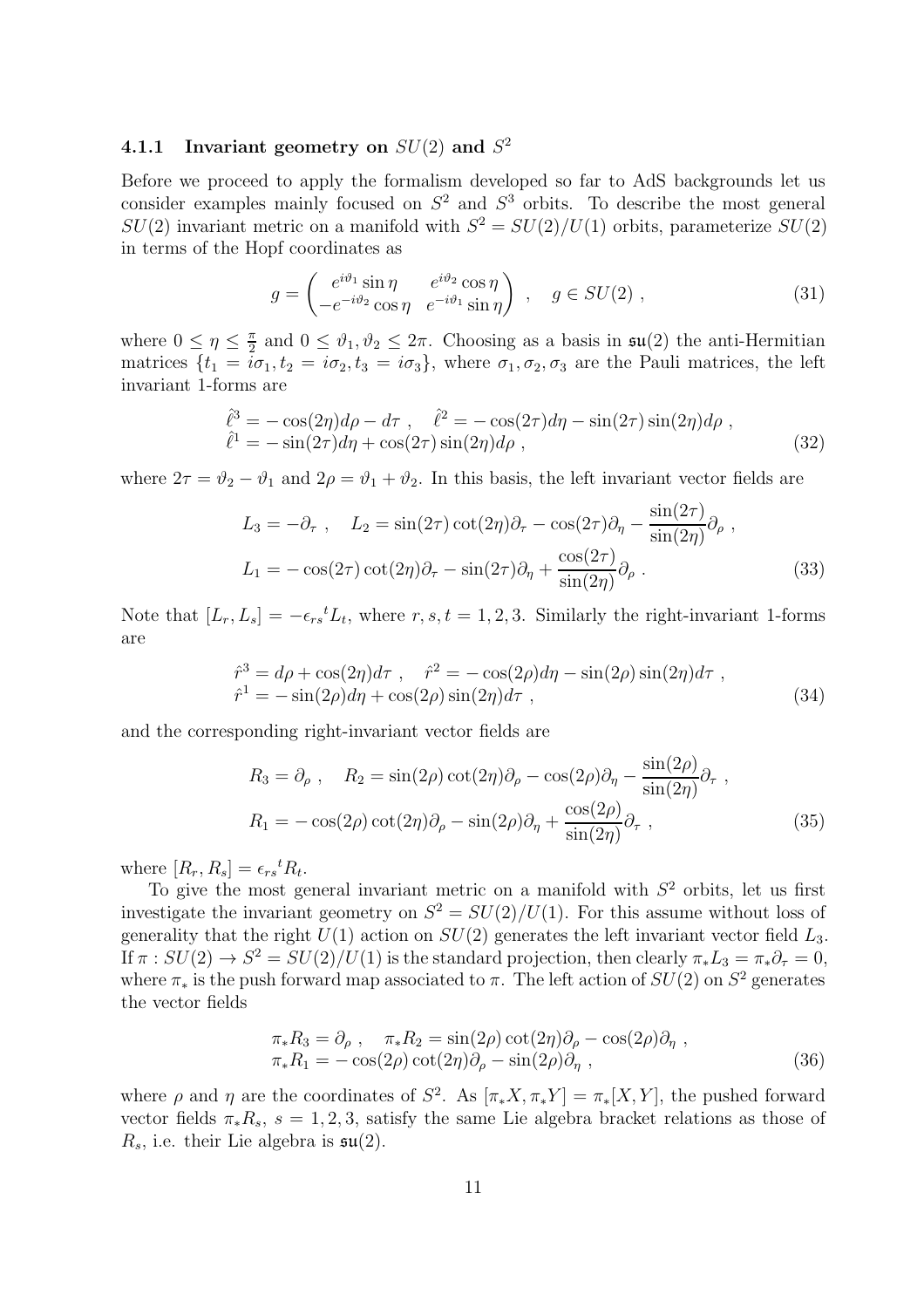### 4.1.1 Invariant geometry on $SU(2)$ and $S^2$

Before we proceed to apply the formalism developed so far to AdS backgrounds let us consider examples mainly focused on $S^2$ and $S^3$ orbits. To describe the most general $SU(2)$ invariant metric on a manifold with $S^2 = SU(2)/U(1)$ orbits, parameterize $SU(2)$ in terms of the Hopf coordinates as

$$g = \begin{pmatrix} e^{i\vartheta_1}\sin\eta & e^{i\vartheta_2}\cos\eta \\ -e^{-i\vartheta_2}\cos\eta & e^{-i\vartheta_1}\sin\eta \end{pmatrix} \ , \quad g \in SU(2) \ , \tag{31}$$

where $0 \leq \eta \leq \frac{\pi}{2}$ and $0 \leq \vartheta_1, \vartheta_2 \leq 2\pi$. Choosing as a basis in $\mathfrak{su}(2)$ the anti-Hermitian matrices $\{t_1 = i\sigma_1, t_2 = i\sigma_2, t_3 = i\sigma_3\}$, where $\sigma_1, \sigma_2, \sigma_3$ are the Pauli matrices, the left invariant 1-forms are

$$\begin{aligned}
&\hat{\ell}^3 = -\cos(2\eta)d\rho - d\tau \ , \quad \hat{\ell}^2 = -\cos(2\tau)d\eta - \sin(2\tau)\sin(2\eta)d\rho \ , \\
&\hat{\ell}^1 = -\sin(2\tau)d\eta + \cos(2\tau)\sin(2\eta)d\rho \ ,
\end{aligned} \tag{32}$$

where $2\tau = \vartheta_2 - \vartheta_1$ and $2\rho = \vartheta_1 + \vartheta_2$. In this basis, the left invariant vector fields are

$$\begin{aligned}
&L_3 = -\partial_\tau \ , \quad L_2 = \sin(2\tau)\cot(2\eta)\partial_\tau - \cos(2\tau)\partial_\eta - \frac{\sin(2\tau)}{\sin(2\eta)}\partial_\rho \ , \\
&L_1 = -\cos(2\tau)\cot(2\eta)\partial_\tau - \sin(2\tau)\partial_\eta + \frac{\cos(2\tau)}{\sin(2\eta)}\partial_\rho \ .
\end{aligned} \tag{33}$$

Note that $[L_r, L_s] = -\epsilon_{rs}{}^t L_t$, where $r, s, t = 1, 2, 3$. Similarly the right-invariant 1-forms are

$$\begin{aligned}
&\hat{r}^3 = d\rho + \cos(2\eta)d\tau \ , \quad \hat{r}^2 = -\cos(2\rho)d\eta - \sin(2\rho)\sin(2\eta)d\tau \ , \\
&\hat{r}^1 = -\sin(2\rho)d\eta + \cos(2\rho)\sin(2\eta)d\tau \ ,
\end{aligned} \tag{34}$$

and the corresponding right-invariant vector fields are

$$\begin{aligned}
&R_3 = \partial_\rho \ , \quad R_2 = \sin(2\rho)\cot(2\eta)\partial_\rho - \cos(2\rho)\partial_\eta - \frac{\sin(2\rho)}{\sin(2\eta)}\partial_\tau \ , \\
&R_1 = -\cos(2\rho)\cot(2\eta)\partial_\rho - \sin(2\rho)\partial_\eta + \frac{\cos(2\rho)}{\sin(2\eta)}\partial_\tau \ ,
\end{aligned} \tag{35}$$

where $[R_r, R_s] = \epsilon_{rs}{}^t R_t$.

To give the most general invariant metric on a manifold with $S^2$ orbits, let us first investigate the invariant geometry on $S^2 = SU(2)/U(1)$. For this assume without loss of generality that the right $U(1)$ action on $SU(2)$ generates the left invariant vector field $L_3$. If $\pi : SU(2) \to S^2 = SU(2)/U(1)$ is the standard projection, then clearly $\pi_* L_3 = \pi_* \partial_\tau = 0$, where $\pi_*$ is the push forward map associated to $\pi$. The left action of $SU(2)$ on $S^2$ generates the vector fields

$$\begin{aligned}
&\pi_* R_3 = \partial_\rho \ , \quad \pi_* R_2 = \sin(2\rho)\cot(2\eta)\partial_\rho - \cos(2\rho)\partial_\eta \ , \\
&\pi_* R_1 = -\cos(2\rho)\cot(2\eta)\partial_\rho - \sin(2\rho)\partial_\eta \ ,
\end{aligned} \tag{36}$$

where $\rho$ and $\eta$ are the coordinates of $S^2$. As $[\pi_* X, \pi_* Y] = \pi_*[X, Y]$, the pushed forward vector fields $\pi_* R_s$, $s = 1, 2, 3$, satisfy the same Lie algebra bracket relations as those of $R_s$, i.e. their Lie algebra is $\mathfrak{su}(2)$.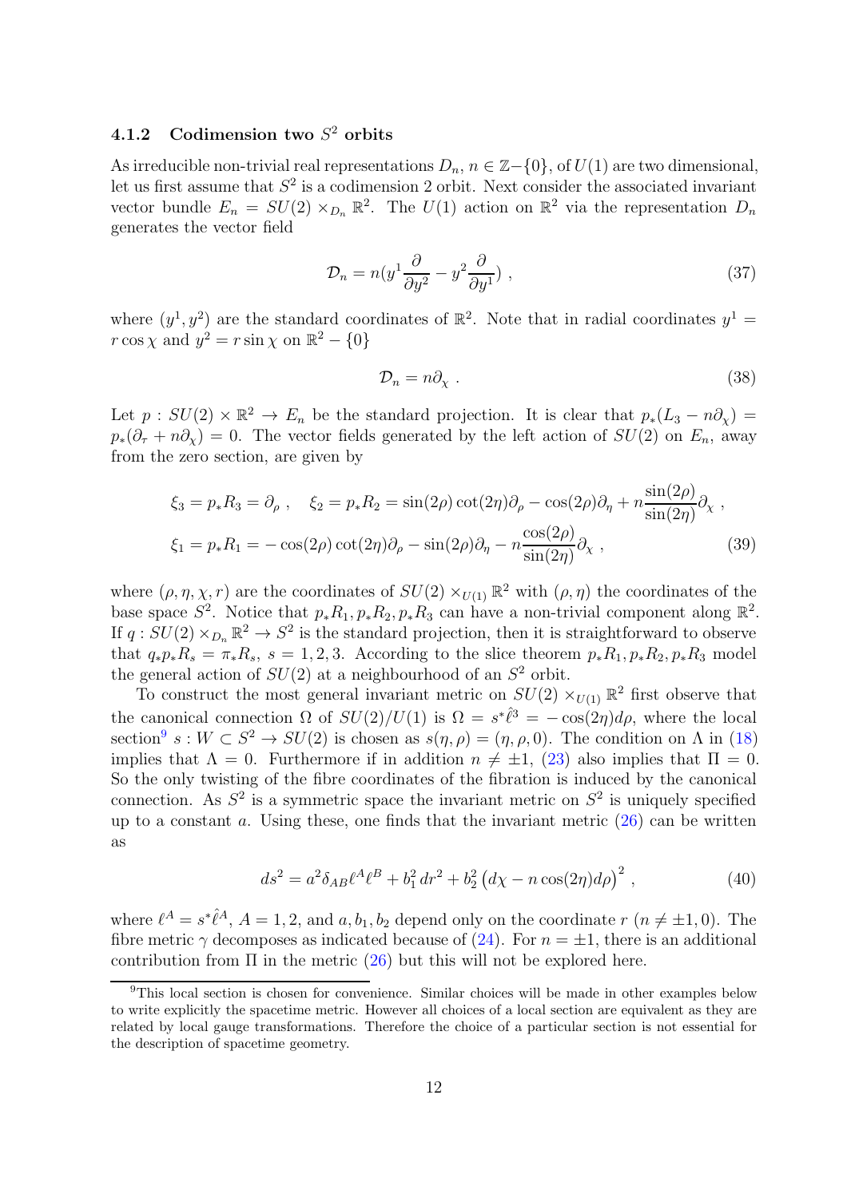### 4.1.2 Codimension two $S^2$ orbits

As irreducible non-trivial real representations $D_n$, $n \in \mathbb{Z}-\{0\}$, of $U(1)$ are two dimensional, let us first assume that $S^2$ is a codimension 2 orbit. Next consider the associated invariant vector bundle $E_n = SU(2) \times_{D_n} \mathbb{R}^2$. The $U(1)$ action on $\mathbb{R}^2$ via the representation $D_n$ generates the vector field

$$
\mathcal{D}_n = n(y^1 \frac{\partial}{\partial y^2} - y^2 \frac{\partial}{\partial y^1}) \ , \tag{37}
$$

where $(y^1, y^2)$ are the standard coordinates of $\mathbb{R}^2$. Note that in radial coordinates $y^1 = r\cos\chi$ and $y^2 = r\sin\chi$ on $\mathbb{R}^2 - \{0\}$

$$
\mathcal{D}_n = n\partial_\chi \ . \tag{38}
$$

Let $p : SU(2) \times \mathbb{R}^2 \to E_n$ be the standard projection. It is clear that $p_*(L_3 - n\partial_\chi) = p_*(\partial_\tau + n\partial_\chi) = 0$. The vector fields generated by the left action of $SU(2)$ on $E_n$, away from the zero section, are given by

$$
\begin{aligned}
\xi_3 = p_* R_3 = \partial_\rho \ , \quad \xi_2 = p_* R_2 = \sin(2\rho)\cot(2\eta)\partial_\rho - \cos(2\rho)\partial_\eta + n\frac{\sin(2\rho)}{\sin(2\eta)}\partial_\chi \ , \\
\xi_1 = p_* R_1 = -\cos(2\rho)\cot(2\eta)\partial_\rho - \sin(2\rho)\partial_\eta - n\frac{\cos(2\rho)}{\sin(2\eta)}\partial_\chi \ ,
\end{aligned} \tag{39}
$$

where $(\rho, \eta, \chi, r)$ are the coordinates of $SU(2) \times_{U(1)} \mathbb{R}^2$ with $(\rho, \eta)$ the coordinates of the base space $S^2$. Notice that $p_*R_1, p_*R_2, p_*R_3$ can have a non-trivial component along $\mathbb{R}^2$. If $q : SU(2) \times_{D_n} \mathbb{R}^2 \to S^2$ is the standard projection, then it is straightforward to observe that $q_* p_* R_s = \pi_* R_s$, $s = 1, 2, 3$. According to the slice theorem $p_*R_1, p_*R_2, p_*R_3$ model the general action of $SU(2)$ at a neighbourhood of an $S^2$ orbit.

To construct the most general invariant metric on $SU(2) \times_{U(1)} \mathbb{R}^2$ first observe that the canonical connection $\Omega$ of $SU(2)/U(1)$ is $\Omega = s^*\hat{\ell}^3 = -\cos(2\eta)d\rho$, where the local section[9] $s : W \subset S^2 \to SU(2)$ is chosen as $s(\eta, \rho) = (\eta, \rho, 0)$. The condition on $\Lambda$ in (18) implies that $\Lambda = 0$. Furthermore if in addition $n \neq \pm 1$, (23) also implies that $\Pi = 0$. So the only twisting of the fibre coordinates of the fibration is induced by the canonical connection. As $S^2$ is a symmetric space the invariant metric on $S^2$ is uniquely specified up to a constant $a$. Using these, one finds that the invariant metric (26) can be written as

$$
ds^2 = a^2 \delta_{AB}\ell^A\ell^B + b_1^2\, dr^2 + b_2^2 \left(d\chi - n\cos(2\eta)d\rho\right)^2 \ , \tag{40}
$$

where $\ell^A = s^*\hat{\ell}^A$, $A = 1, 2$, and $a, b_1, b_2$ depend only on the coordinate $r$ ($n \neq \pm 1, 0$). The fibre metric $\gamma$ decomposes as indicated because of (24). For $n = \pm 1$, there is an additional contribution from $\Pi$ in the metric (26) but this will not be explored here.

[9] This local section is chosen for convenience. Similar choices will be made in other examples below to write explicitly the spacetime metric. However all choices of a local section are equivalent as they are related by local gauge transformations. Therefore the choice of a particular section is not essential for the description of spacetime geometry.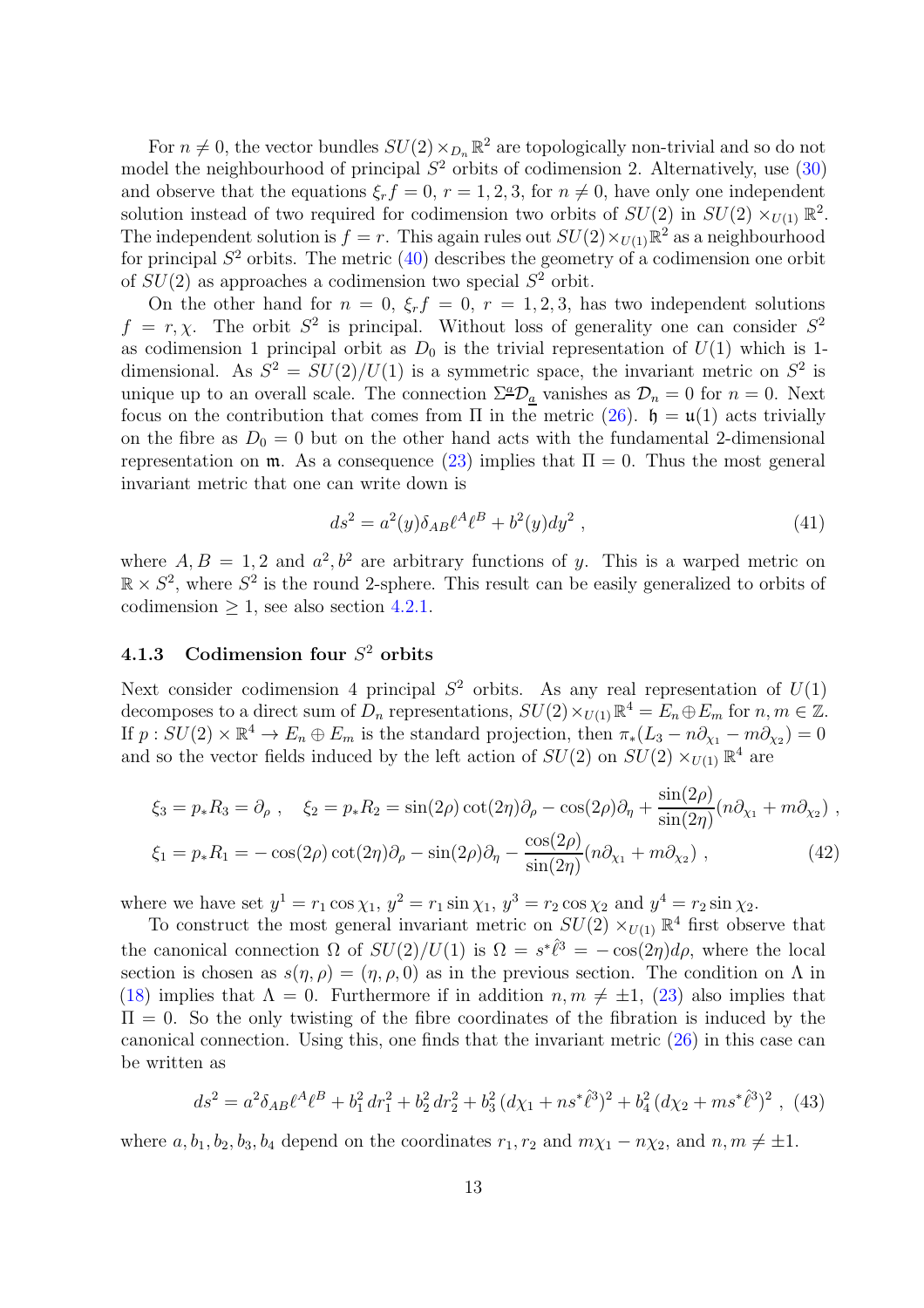For $n \neq 0$, the vector bundles $SU(2) \times_{D_n} \mathbb{R}^2$ are topologically non-trivial and so do not model the neighbourhood of principal $S^2$ orbits of codimension 2. Alternatively, use (30) and observe that the equations $\xi_r f = 0$, $r = 1, 2, 3$, for $n \neq 0$, have only one independent solution instead of two required for codimension two orbits of $SU(2)$ in $SU(2) \times_{U(1)} \mathbb{R}^2$. The independent solution is $f = r$. This again rules out $SU(2) \times_{U(1)} \mathbb{R}^2$ as a neighbourhood for principal $S^2$ orbits. The metric (40) describes the geometry of a codimension one orbit of $SU(2)$ as approaches a codimension two special $S^2$ orbit.

On the other hand for $n = 0$, $\xi_r f = 0$, $r = 1, 2, 3$, has two independent solutions $f = r, \chi$. The orbit $S^2$ is principal. Without loss of generality one can consider $S^2$ as codimension 1 principal orbit as $D_0$ is the trivial representation of $U(1)$ which is 1-dimensional. As $S^2 = SU(2)/U(1)$ is a symmetric space, the invariant metric on $S^2$ is unique up to an overall scale. The connection $\Sigma^{\underline{a}} \mathcal{D}_{\underline{a}}$ vanishes as $\mathcal{D}_n = 0$ for $n = 0$. Next focus on the contribution that comes from $\Pi$ in the metric (26). $\mathfrak{h} = \mathfrak{u}(1)$ acts trivially on the fibre as $D_0 = 0$ but on the other hand acts with the fundamental 2-dimensional representation on $\mathfrak{m}$. As a consequence (23) implies that $\Pi = 0$. Thus the most general invariant metric that one can write down is

$$ds^2 = a^2(y) \delta_{AB} \ell^A \ell^B + b^2(y) dy^2 \ , \tag{41}$$

where $A, B = 1, 2$ and $a^2, b^2$ are arbitrary functions of $y$. This is a warped metric on $\mathbb{R} \times S^2$, where $S^2$ is the round 2-sphere. This result can be easily generalized to orbits of codimension $\geq 1$, see also section 4.2.1.

### 4.1.3 Codimension four $S^2$ orbits

Next consider codimension 4 principal $S^2$ orbits. As any real representation of $U(1)$ decomposes to a direct sum of $D_n$ representations, $SU(2) \times_{U(1)} \mathbb{R}^4 = E_n \oplus E_m$ for $n, m \in \mathbb{Z}$. If $p : SU(2) \times \mathbb{R}^4 \to E_n \oplus E_m$ is the standard projection, then $\pi_*(L_3 - n\partial_{\chi_1} - m\partial_{\chi_2}) = 0$ and so the vector fields induced by the left action of $SU(2)$ on $SU(2) \times_{U(1)} \mathbb{R}^4$ are

$$\begin{aligned}
\xi_3 &= p_* R_3 = \partial_\rho \ , \quad \xi_2 = p_* R_2 = \sin(2\rho)\cot(2\eta)\partial_\rho - \cos(2\rho)\partial_\eta + \frac{\sin(2\rho)}{\sin(2\eta)}(n\partial_{\chi_1} + m\partial_{\chi_2}) \ , \\
\xi_1 &= p_* R_1 = -\cos(2\rho)\cot(2\eta)\partial_\rho - \sin(2\rho)\partial_\eta - \frac{\cos(2\rho)}{\sin(2\eta)}(n\partial_{\chi_1} + m\partial_{\chi_2}) \ ,
\end{aligned} \tag{42}$$

where we have set $y^1 = r_1 \cos\chi_1$, $y^2 = r_1 \sin\chi_1$, $y^3 = r_2 \cos\chi_2$ and $y^4 = r_2 \sin\chi_2$.

To construct the most general invariant metric on $SU(2) \times_{U(1)} \mathbb{R}^4$ first observe that the canonical connection $\Omega$ of $SU(2)/U(1)$ is $\Omega = s^*\hat{\ell}^3 = -\cos(2\eta) d\rho$, where the local section is chosen as $s(\eta, \rho) = (\eta, \rho, 0)$ as in the previous section. The condition on $\Lambda$ in (18) implies that $\Lambda = 0$. Furthermore if in addition $n, m \neq \pm 1$, (23) also implies that $\Pi = 0$. So the only twisting of the fibre coordinates of the fibration is induced by the canonical connection. Using this, one finds that the invariant metric (26) in this case can be written as

$$ds^2 = a^2 \delta_{AB} \ell^A \ell^B + b_1^2 \, dr_1^2 + b_2^2 \, dr_2^2 + b_3^2 \, (d\chi_1 + n s^* \hat{\ell}^3)^2 + b_4^2 \, (d\chi_2 + m s^* \hat{\ell}^3)^2 \ , \tag{43}$$

where $a, b_1, b_2, b_3, b_4$ depend on the coordinates $r_1, r_2$ and $m\chi_1 - n\chi_2$, and $n, m \neq \pm 1$.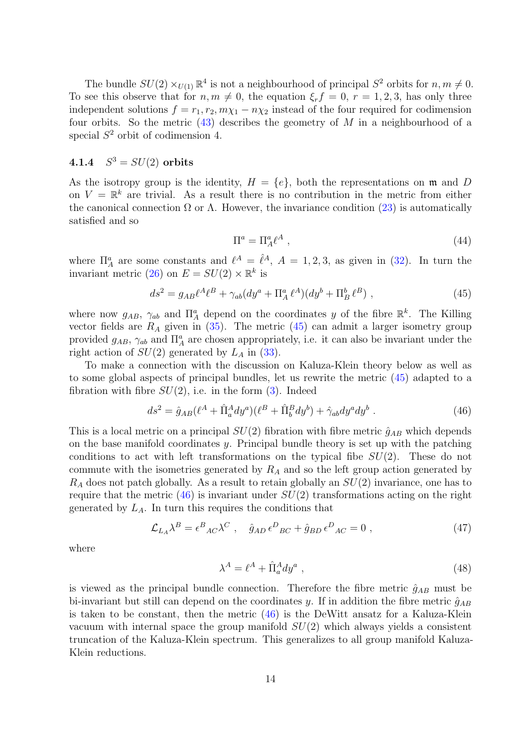The bundle $SU(2) \times_{U(1)} \mathbb{R}^4$ is not a neighbourhood of principal $S^2$ orbits for $n, m \neq 0$. To see this observe that for $n, m \neq 0$, the equation $\xi_r f = 0$, $r = 1, 2, 3$, has only three independent solutions $f = r_1, r_2, m\chi_1 - n\chi_2$ instead of the four required for codimension four orbits. So the metric (43) describes the geometry of $M$ in a neighbourhood of a special $S^2$ orbit of codimension 4.

#### 4.1.4 $S^3 = SU(2)$ orbits

As the isotropy group is the identity, $H = \{e\}$, both the representations on $\mathfrak{m}$ and $D$ on $V = \mathbb{R}^k$ are trivial. As a result there is no contribution in the metric from either the canonical connection $\Omega$ or $\Lambda$. However, the invariance condition (23) is automatically satisfied and so

$$\Pi^a = \Pi^a_A \ell^A \ , \tag{44}$$

where $\Pi^a_A$ are some constants and $\ell^A = \hat{\ell}^A$, $A = 1, 2, 3$, as given in (32). In turn the invariant metric (26) on $E = SU(2) \times \mathbb{R}^k$ is

$$ds^2 = g_{AB}\ell^A \ell^B + \gamma_{ab}(dy^a + \Pi^a_A\, \ell^A)(dy^b + \Pi^b_B\, \ell^B) \ , \tag{45}$$

where now $g_{AB}$, $\gamma_{ab}$ and $\Pi^a_A$ depend on the coordinates $y$ of the fibre $\mathbb{R}^k$. The Killing vector fields are $R_A$ given in (35). The metric (45) can admit a larger isometry group provided $g_{AB}$, $\gamma_{ab}$ and $\Pi^a_A$ are chosen appropriately, i.e. it can also be invariant under the right action of $SU(2)$ generated by $L_A$ in (33).

To make a connection with the discussion on Kaluza-Klein theory below as well as to some global aspects of principal bundles, let us rewrite the metric (45) adapted to a fibration with fibre $SU(2)$, i.e. in the form (3). Indeed

$$ds^2 = \hat{g}_{AB}(\ell^A + \hat{\Pi}^A_a dy^a)(\ell^B + \hat{\Pi}^B_b dy^b) + \hat{\gamma}_{ab} dy^a dy^b \ . \tag{46}$$

This is a local metric on a principal $SU(2)$ fibration with fibre metric $\hat{g}_{AB}$ which depends on the base manifold coordinates $y$. Principal bundle theory is set up with the patching conditions to act with left transformations on the typical fibe $SU(2)$. These do not commute with the isometries generated by $R_A$ and so the left group action generated by $R_A$ does not patch globally. As a result to retain globally an $SU(2)$ invariance, one has to require that the metric (46) is invariant under $SU(2)$ transformations acting on the right generated by $L_A$. In turn this requires the conditions that

$$\mathcal{L}_{L_A}\lambda^B = \epsilon^B{}_{AC}\lambda^C \ , \quad \hat{g}_{AD}\, \epsilon^D{}_{BC} + \hat{g}_{BD}\, \epsilon^D{}_{AC} = 0 \ , \tag{47}$$

where

$$\lambda^A = \ell^A + \hat{\Pi}^A_a dy^a \ , \tag{48}$$

is viewed as the principal bundle connection. Therefore the fibre metric $\hat{g}_{AB}$ must be bi-invariant but still can depend on the coordinates $y$. If in addition the fibre metric $\hat{g}_{AB}$ is taken to be constant, then the metric (46) is the DeWitt ansatz for a Kaluza-Klein vacuum with internal space the group manifold $SU(2)$ which always yields a consistent truncation of the Kaluza-Klein spectrum. This generalizes to all group manifold Kaluza-Klein reductions.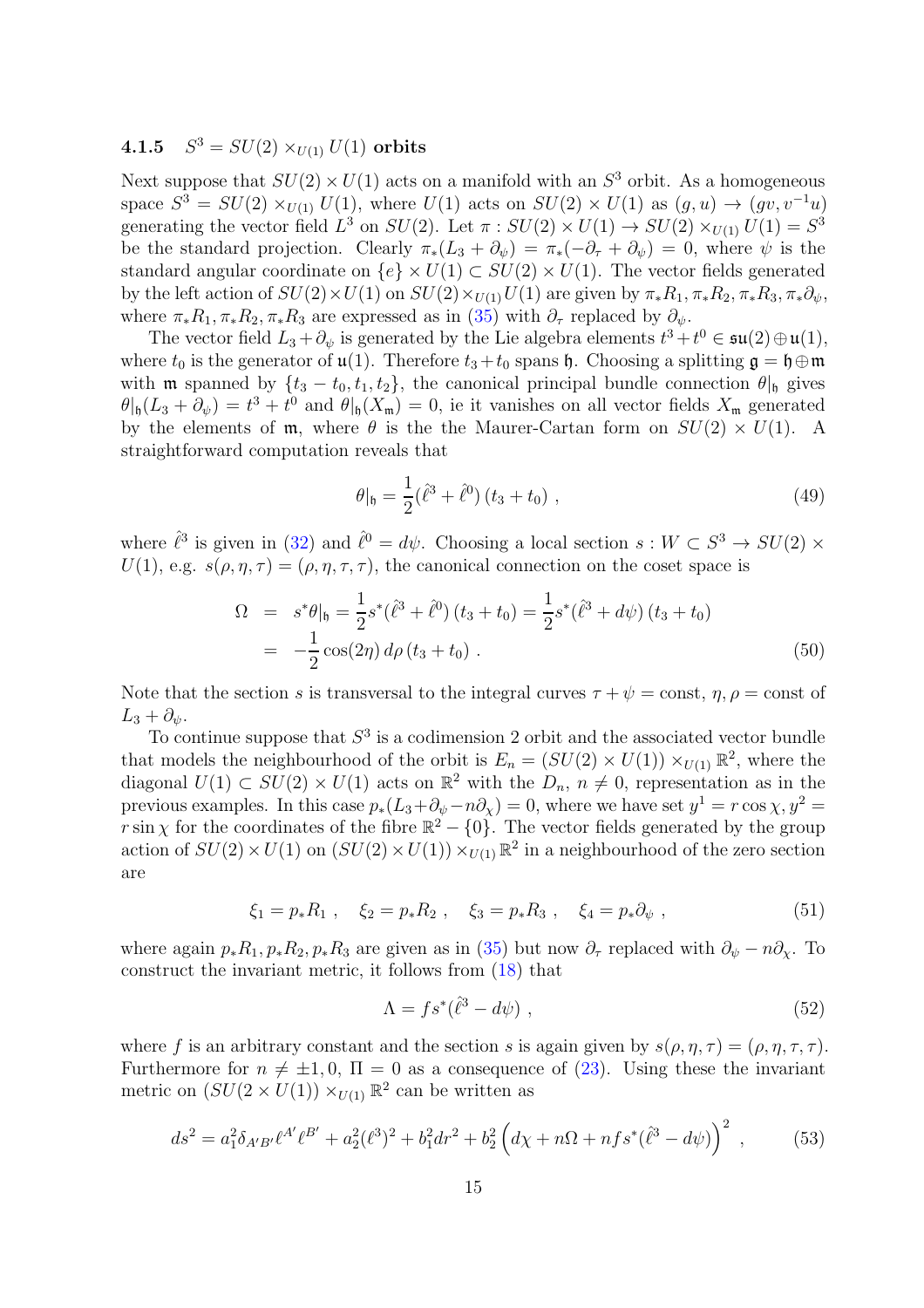#### 4.1.5 $S^3 = SU(2) \times_{U(1)} U(1)$ orbits

Next suppose that $SU(2) \times U(1)$ acts on a manifold with an $S^3$ orbit. As a homogeneous space $S^3 = SU(2) \times_{U(1)} U(1)$, where $U(1)$ acts on $SU(2) \times U(1)$ as $(g, u) \to (gv, v^{-1}u)$ generating the vector field $L^3$ on $SU(2)$. Let $\pi : SU(2) \times U(1) \to SU(2) \times_{U(1)} U(1) = S^3$ be the standard projection. Clearly $\pi_*(L_3 + \partial_\psi) = \pi_*(-\partial_\tau + \partial_\psi) = 0$, where $\psi$ is the standard angular coordinate on $\{e\} \times U(1) \subset SU(2) \times U(1)$. The vector fields generated by the left action of $SU(2) \times U(1)$ on $SU(2) \times_{U(1)} U(1)$ are given by $\pi_* R_1, \pi_* R_2, \pi_* R_3, \pi_* \partial_\psi$, where $\pi_* R_1, \pi_* R_2, \pi_* R_3$ are expressed as in (35) with $\partial_\tau$ replaced by $\partial_\psi$.

The vector field $L_3 + \partial_\psi$ is generated by the Lie algebra elements $t^3 + t^0 \in \mathfrak{su}(2) \oplus \mathfrak{u}(1)$, where $t_0$ is the generator of $\mathfrak{u}(1)$. Therefore $t_3 + t_0$ spans $\mathfrak{h}$. Choosing a splitting $\mathfrak{g} = \mathfrak{h} \oplus \mathfrak{m}$ with $\mathfrak{m}$ spanned by $\{t_3 - t_0, t_1, t_2\}$, the canonical principal bundle connection $\theta|_\mathfrak{h}$ gives $\theta|_\mathfrak{h}(L_3 + \partial_\psi) = t^3 + t^0$ and $\theta|_\mathfrak{h}(X_\mathfrak{m}) = 0$, ie it vanishes on all vector fields $X_\mathfrak{m}$ generated by the elements of $\mathfrak{m}$, where $\theta$ is the the Maurer-Cartan form on $SU(2) \times U(1)$. A straightforward computation reveals that

$$\theta|_\mathfrak{h} = \frac{1}{2}(\hat{\ell}^3 + \hat{\ell}^0)\,(t_3 + t_0)\,, \tag{49}$$

where $\hat{\ell}^3$ is given in (32) and $\hat{\ell}^0 = d\psi$. Choosing a local section $s : W \subset S^3 \to SU(2) \times U(1)$, e.g. $s(\rho, \eta, \tau) = (\rho, \eta, \tau, \tau)$, the canonical connection on the coset space is

$$\begin{aligned}
\Omega &= s^*\theta|_\mathfrak{h} = \frac{1}{2} s^*(\hat{\ell}^3 + \hat{\ell}^0)\,(t_3 + t_0) = \frac{1}{2} s^*(\hat{\ell}^3 + d\psi)\,(t_3 + t_0) \\
&= -\frac{1}{2}\cos(2\eta)\, d\rho\,(t_3 + t_0)\,.
\end{aligned} \tag{50}$$

Note that the section $s$ is transversal to the integral curves $\tau + \psi = \text{const}$, $\eta, \rho = \text{const}$ of $L_3 + \partial_\psi$.

To continue suppose that $S^3$ is a codimension 2 orbit and the associated vector bundle that models the neighbourhood of the orbit is $E_n = (SU(2) \times U(1)) \times_{U(1)} \mathbb{R}^2$, where the diagonal $U(1) \subset SU(2) \times U(1)$ acts on $\mathbb{R}^2$ with the $D_n$, $n \neq 0$, representation as in the previous examples. In this case $p_*(L_3 + \partial_\psi - n\partial_\chi) = 0$, where we have set $y^1 = r\cos\chi, y^2 = r\sin\chi$ for the coordinates of the fibre $\mathbb{R}^2 - \{0\}$. The vector fields generated by the group action of $SU(2) \times U(1)$ on $(SU(2) \times U(1)) \times_{U(1)} \mathbb{R}^2$ in a neighbourhood of the zero section are

$$\xi_1 = p_* R_1\,, \quad \xi_2 = p_* R_2\,, \quad \xi_3 = p_* R_3\,, \quad \xi_4 = p_* \partial_\psi\,, \tag{51}$$

where again $p_* R_1, p_* R_2, p_* R_3$ are given as in (35) but now $\partial_\tau$ replaced with $\partial_\psi - n\partial_\chi$. To construct the invariant metric, it follows from (18) that

$$\Lambda = f s^*(\hat{\ell}^3 - d\psi)\,, \tag{52}$$

where $f$ is an arbitrary constant and the section $s$ is again given by $s(\rho, \eta, \tau) = (\rho, \eta, \tau, \tau)$. Furthermore for $n \neq \pm 1, 0$, $\Pi = 0$ as a consequence of (23). Using these the invariant metric on $(SU(2 \times U(1)) \times_{U(1)} \mathbb{R}^2$ can be written as

$$ds^2 = a_1^2 \delta_{A'B'} \ell^{A'} \ell^{B'} + a_2^2 (\ell^3)^2 + b_1^2 dr^2 + b_2^2 \left(d\chi + n\Omega + n f s^*(\hat{\ell}^3 - d\psi)\right)^2\,, \tag{53}$$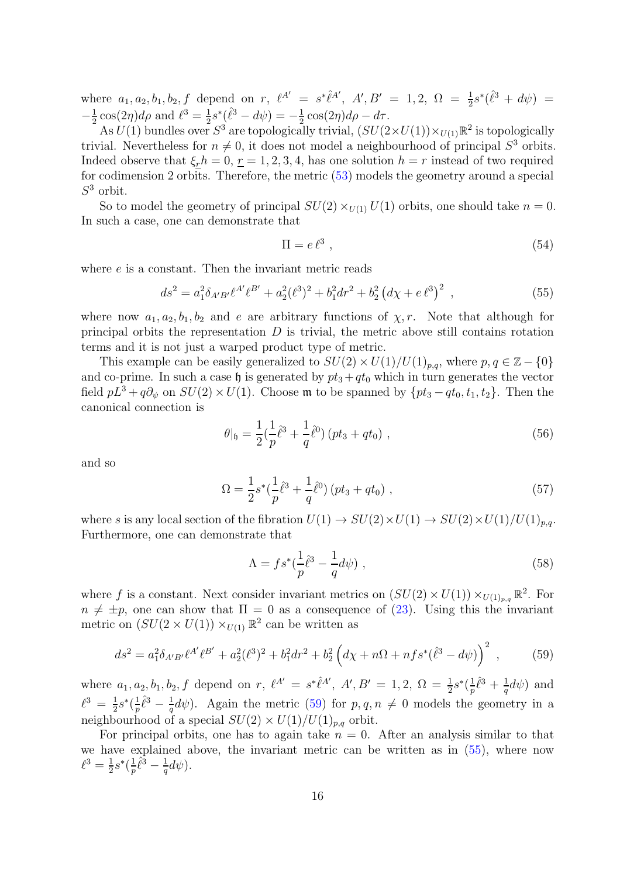where $a_1, a_2, b_1, b_2, f$ depend on $r$, $\ell^{A'} = s^*\hat{\ell}^{A'}$, $A', B' = 1, 2$, $\Omega = \frac{1}{2}s^*(\hat{\ell}^3 + d\psi) = -\frac{1}{2}\cos(2\eta)d\rho$ and $\ell^3 = \frac{1}{2}s^*(\hat{\ell}^3 - d\psi) = -\frac{1}{2}\cos(2\eta)d\rho - d\tau$.

As $U(1)$ bundles over $S^3$ are topologically trivial, $(SU(2{\times}U(1)){\times}_{U(1)}\mathbb{R}^2$ is topologically trivial. Nevertheless for $n \neq 0$, it does not model a neighbourhood of principal $S^3$ orbits. Indeed observe that $\xi_{\underline{r}} h = 0$, $\underline{r} = 1, 2, 3, 4$, has one solution $h = r$ instead of two required for codimension 2 orbits. Therefore, the metric (53) models the geometry around a special $S^3$ orbit.

So to model the geometry of principal $SU(2) \times_{U(1)} U(1)$ orbits, one should take $n = 0$. In such a case, one can demonstrate that

$$\Pi = e\,\ell^3 \ , \tag{54}$$

where $e$ is a constant. Then the invariant metric reads

$$ds^2 = a_1^2 \delta_{A'B'}\ell^{A'}\ell^{B'} + a_2^2(\ell^3)^2 + b_1^2 dr^2 + b_2^2\left(d\chi + e\,\ell^3\right)^2 \ , \tag{55}$$

where now $a_1, a_2, b_1, b_2$ and $e$ are arbitrary functions of $\chi, r$. Note that although for principal orbits the representation $D$ is trivial, the metric above still contains rotation terms and it is not just a warped product type of metric.

This example can be easily generalized to $SU(2) \times U(1)/U(1)_{p,q}$, where $p, q \in \mathbb{Z} - \{0\}$ and co-prime. In such a case $\mathfrak{h}$ is generated by $pt_3 + qt_0$ which in turn generates the vector field $pL^3 + q\partial_\psi$ on $SU(2) \times U(1)$. Choose $\mathfrak{m}$ to be spanned by $\{pt_3 - qt_0, t_1, t_2\}$. Then the canonical connection is

$$\theta|_{\mathfrak{h}} = \frac{1}{2}(\frac{1}{p}\hat{\ell}^3 + \frac{1}{q}\hat{\ell}^0)\,(pt_3 + qt_0) \ , \tag{56}$$

and so

$$\Omega = \frac{1}{2}s^*(\frac{1}{p}\hat{\ell}^3 + \frac{1}{q}\hat{\ell}^0)\,(pt_3 + qt_0) \ , \tag{57}$$

where $s$ is any local section of the fibration $U(1) \to SU(2){\times}U(1) \to SU(2){\times}U(1)/U(1)_{p,q}$. Furthermore, one can demonstrate that

$$\Lambda = f s^*(\frac{1}{p}\hat{\ell}^3 - \frac{1}{q}d\psi) \ , \tag{58}$$

where $f$ is a constant. Next consider invariant metrics on $(SU(2) \times U(1)) \times_{U(1)_{p,q}} \mathbb{R}^2$. For $n \neq \pm p$, one can show that $\Pi = 0$ as a consequence of (23). Using this the invariant metric on $(SU(2 \times U(1)) \times_{U(1)} \mathbb{R}^2$ can be written as

$$ds^2 = a_1^2 \delta_{A'B'}\ell^{A'}\ell^{B'} + a_2^2(\ell^3)^2 + b_1^2 dr^2 + b_2^2\left(d\chi + n\Omega + nf s^*(\hat{\ell}^3 - d\psi)\right)^2 \ , \tag{59}$$

where $a_1, a_2, b_1, b_2, f$ depend on $r$, $\ell^{A'} = s^*\hat{\ell}^{A'}$, $A', B' = 1, 2$, $\Omega = \frac{1}{2}s^*(\frac{1}{p}\hat{\ell}^3 + \frac{1}{q}d\psi)$ and $\ell^3 = \frac{1}{2}s^*(\frac{1}{p}\hat{\ell}^3 - \frac{1}{q}d\psi)$. Again the metric (59) for $p, q, n \neq 0$ models the geometry in a neighbourhood of a special $SU(2) \times U(1)/U(1)_{p,q}$ orbit.

For principal orbits, one has to again take $n = 0$. After an analysis similar to that we have explained above, the invariant metric can be written as in (55), where now $\ell^3 = \frac{1}{2}s^*(\frac{1}{p}\hat{\ell}^3 - \frac{1}{q}d\psi)$.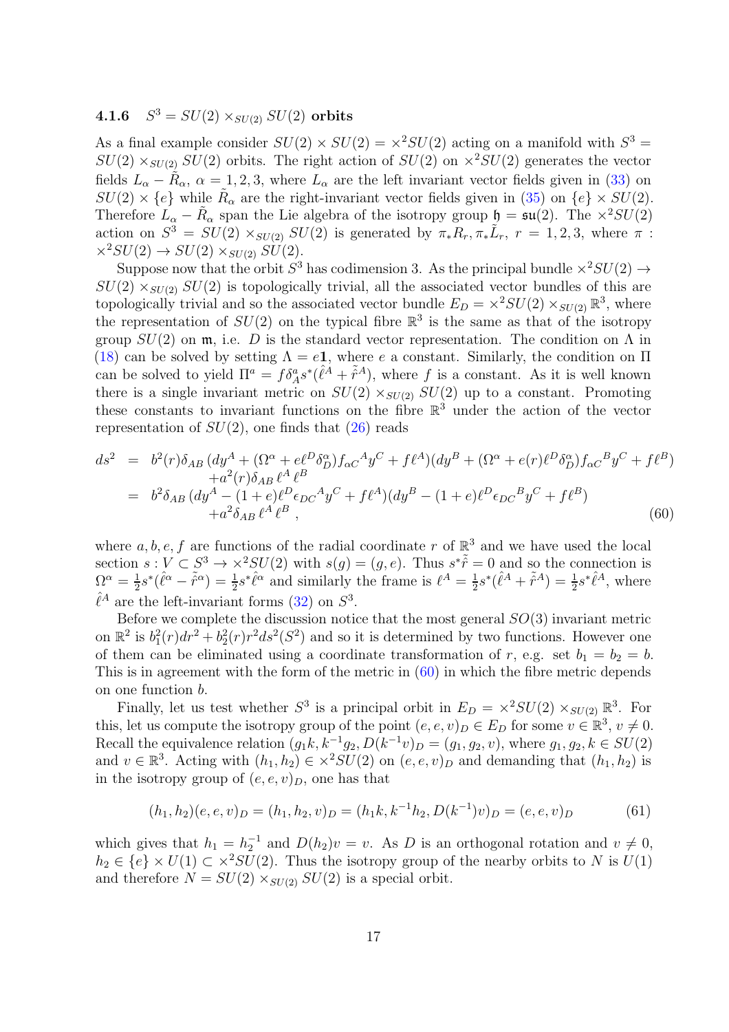### 4.1.6 $S^3 = SU(2) \times_{SU(2)} SU(2)$ orbits

As a final example consider $SU(2) \times SU(2) = \times^2 SU(2)$ acting on a manifold with $S^3 = SU(2) \times_{SU(2)} SU(2)$ orbits. The right action of $SU(2)$ on $\times^2 SU(2)$ generates the vector fields $L_\alpha - \tilde{R}_\alpha$, $\alpha = 1, 2, 3$, where $L_\alpha$ are the left invariant vector fields given in (33) on $SU(2) \times \{e\}$ while $\tilde{R}_\alpha$ are the right-invariant vector fields given in (35) on $\{e\} \times SU(2)$. Therefore $L_\alpha - \tilde{R}_\alpha$ span the Lie algebra of the isotropy group $\mathfrak{h} = \mathfrak{su}(2)$. The $\times^2 SU(2)$ action on $S^3 = SU(2) \times_{SU(2)} SU(2)$ is generated by $\pi_* R_r, \pi_* \tilde{L}_r$, $r = 1, 2, 3$, where $\pi : \times^2 SU(2) \to SU(2) \times_{SU(2)} SU(2)$.

Suppose now that the orbit $S^3$ has codimension 3. As the principal bundle $\times^2 SU(2) \to SU(2) \times_{SU(2)} SU(2)$ is topologically trivial, all the associated vector bundles of this are topologically trivial and so the associated vector bundle $E_D = \times^2 SU(2) \times_{SU(2)} \mathbb{R}^3$, where the representation of $SU(2)$ on the typical fibre $\mathbb{R}^3$ is the same as that of the isotropy group $SU(2)$ on $\mathfrak{m}$, i.e. $D$ is the standard vector representation. The condition on $\Lambda$ in (18) can be solved by setting $\Lambda = e\mathbf{1}$, where $e$ a constant. Similarly, the condition on $\Pi$ can be solved to yield $\Pi^a = f \delta^a_A s^*(\hat{\ell}^A + \hat{\tilde{r}}^A)$, where $f$ is a constant. As it is well known there is a single invariant metric on $SU(2) \times_{SU(2)} SU(2)$ up to a constant. Promoting these constants to invariant functions on the fibre $\mathbb{R}^3$ under the action of the vector representation of $SU(2)$, one finds that (26) reads

$$
\begin{aligned}
ds^2 &= b^2(r) \delta_{AB} \, (dy^A + (\Omega^\alpha + e \ell^D \delta^\alpha_D) f_{\alpha C}{}^A y^C + f \ell^A)(dy^B + (\Omega^\alpha + e(r) \ell^D \delta^\alpha_D) f_{\alpha C}{}^B y^C + f \ell^B) \\
&\quad + a^2(r) \delta_{AB} \, \ell^A \, \ell^B \\
&= b^2 \delta_{AB} \, (dy^A - (1+e) \ell^D \epsilon_{DC}{}^A y^C + f \ell^A)(dy^B - (1+e) \ell^D \epsilon_{DC}{}^B y^C + f \ell^B) \\
&\quad + a^2 \delta_{AB} \, \ell^A \, \ell^B \,,
\end{aligned}
\tag{60}
$$

where $a, b, e, f$ are functions of the radial coordinate $r$ of $\mathbb{R}^3$ and we have used the local section $s : V \subset S^3 \to \times^2 SU(2)$ with $s(g) = (g, e)$. Thus $s^* \tilde{\hat{r}} = 0$ and so the connection is $\Omega^\alpha = \frac{1}{2} s^*(\hat{\ell}^\alpha - \hat{\tilde{r}}^\alpha) = \frac{1}{2} s^* \hat{\ell}^\alpha$ and similarly the frame is $\ell^A = \frac{1}{2} s^*(\hat{\ell}^A + \hat{\tilde{r}}^A) = \frac{1}{2} s^* \hat{\ell}^A$, where $\hat{\ell}^A$ are the left-invariant forms (32) on $S^3$.

Before we complete the discussion notice that the most general $SO(3)$ invariant metric on $\mathbb{R}^2$ is $b_1^2(r) dr^2 + b_2^2(r) r^2 ds^2(S^2)$ and so it is determined by two functions. However one of them can be eliminated using a coordinate transformation of $r$, e.g. set $b_1 = b_2 = b$. This is in agreement with the form of the metric in (60) in which the fibre metric depends on one function $b$.

Finally, let us test whether $S^3$ is a principal orbit in $E_D = \times^2 SU(2) \times_{SU(2)} \mathbb{R}^3$. For this, let us compute the isotropy group of the point $(e, e, v)_D \in E_D$ for some $v \in \mathbb{R}^3$, $v \neq 0$. Recall the equivalence relation $(g_1 k, k^{-1} g_2, D(k^{-1} v)_D = (g_1, g_2, v)$, where $g_1, g_2, k \in SU(2)$ and $v \in \mathbb{R}^3$. Acting with $(h_1, h_2) \in \times^2 SU(2)$ on $(e, e, v)_D$ and demanding that $(h_1, h_2)$ is in the isotropy group of $(e, e, v)_D$, one has that

$$
(h_1, h_2)(e, e, v)_D = (h_1, h_2, v)_D = (h_1 k, k^{-1} h_2, D(k^{-1}) v)_D = (e, e, v)_D
\tag{61}
$$

which gives that $h_1 = h_2^{-1}$ and $D(h_2) v = v$. As $D$ is an orthogonal rotation and $v \neq 0$, $h_2 \in \{e\} \times U(1) \subset \times^2 SU(2)$. Thus the isotropy group of the nearby orbits to $N$ is $U(1)$ and therefore $N = SU(2) \times_{SU(2)} SU(2)$ is a special orbit.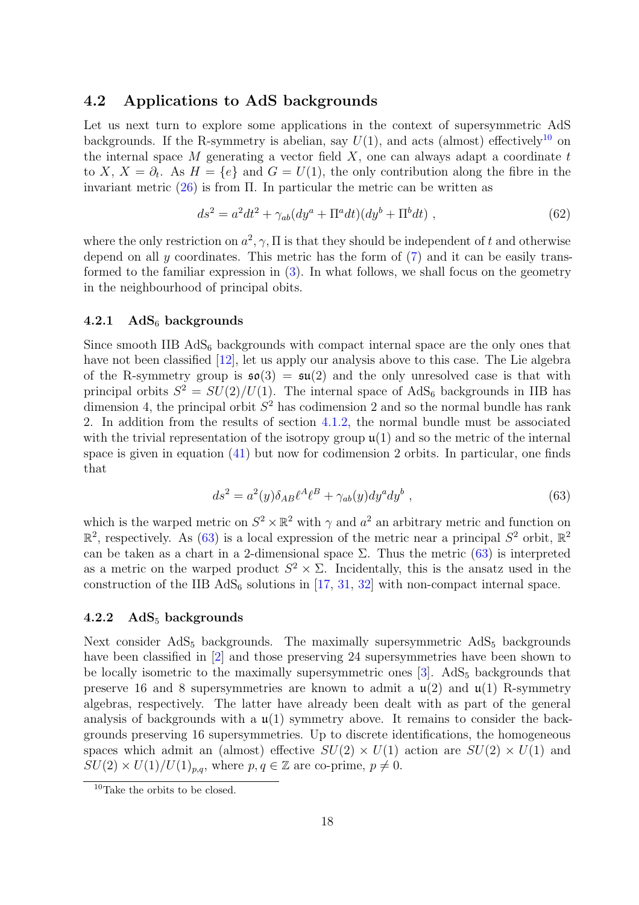### 4.2 Applications to AdS backgrounds

Let us next turn to explore some applications in the context of supersymmetric AdS backgrounds. If the R-symmetry is abelian, say $U(1)$, and acts (almost) effectively[10] on the internal space $M$ generating a vector field $X$, one can always adapt a coordinate $t$ to $X$, $X = \partial_t$. As $H = \{e\}$ and $G = U(1)$, the only contribution along the fibre in the invariant metric (26) is from $\Pi$. In particular the metric can be written as

$$ds^2 = a^2 dt^2 + \gamma_{ab}(dy^a + \Pi^a dt)(dy^b + \Pi^b dt) , \tag{62}$$

where the only restriction on $a^2, \gamma, \Pi$ is that they should be independent of $t$ and otherwise depend on all $y$ coordinates. This metric has the form of (7) and it can be easily transformed to the familiar expression in (3). In what follows, we shall focus on the geometry in the neighbourhood of principal obits.

#### 4.2.1 AdS$_6$ backgrounds

Since smooth IIB AdS$_6$ backgrounds with compact internal space are the only ones that have not been classified [12], let us apply our analysis above to this case. The Lie algebra of the R-symmetry group is $\mathfrak{so}(3) = \mathfrak{su}(2)$ and the only unresolved case is that with principal orbits $S^2 = SU(2)/U(1)$. The internal space of AdS$_6$ backgrounds in IIB has dimension 4, the principal orbit $S^2$ has codimension 2 and so the normal bundle has rank 2. In addition from the results of section 4.1.2, the normal bundle must be associated with the trivial representation of the isotropy group $\mathfrak{u}(1)$ and so the metric of the internal space is given in equation (41) but now for codimension 2 orbits. In particular, one finds that

$$ds^2 = a^2(y)\delta_{AB}\ell^A\ell^B + \gamma_{ab}(y)dy^a dy^b , \tag{63}$$

which is the warped metric on $S^2 \times \mathbb{R}^2$ with $\gamma$ and $a^2$ an arbitrary metric and function on $\mathbb{R}^2$, respectively. As (63) is a local expression of the metric near a principal $S^2$ orbit, $\mathbb{R}^2$ can be taken as a chart in a 2-dimensional space $\Sigma$. Thus the metric (63) is interpreted as a metric on the warped product $S^2 \times \Sigma$. Incidentally, this is the ansatz used in the construction of the IIB AdS$_6$ solutions in [17, 31, 32] with non-compact internal space.

#### 4.2.2 AdS$_5$ backgrounds

Next consider AdS$_5$ backgrounds. The maximally supersymmetric AdS$_5$ backgrounds have been classified in [2] and those preserving 24 supersymmetries have been shown to be locally isometric to the maximally supersymmetric ones [3]. AdS$_5$ backgrounds that preserve 16 and 8 supersymmetries are known to admit a $\mathfrak{u}(2)$ and $\mathfrak{u}(1)$ R-symmetry algebras, respectively. The latter have already been dealt with as part of the general analysis of backgrounds with a $\mathfrak{u}(1)$ symmetry above. It remains to consider the backgrounds preserving 16 supersymmetries. Up to discrete identifications, the homogeneous spaces which admit an (almost) effective $SU(2) \times U(1)$ action are $SU(2) \times U(1)$ and $SU(2) \times U(1)/U(1)_{p,q}$, where $p, q \in \mathbb{Z}$ are co-prime, $p \neq 0$.

[10] Take the orbits to be closed.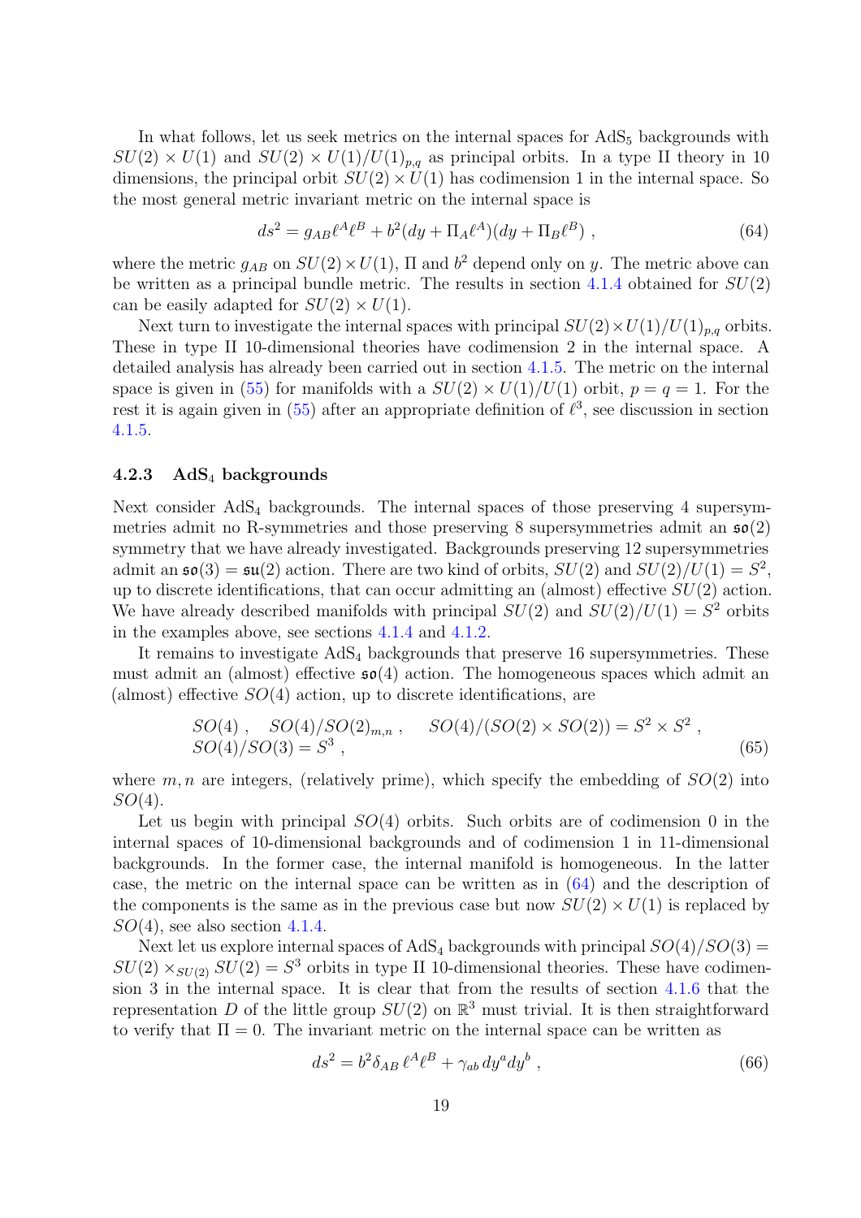In what follows, let us seek metrics on the internal spaces for $\mathrm{AdS}_5$ backgrounds with $SU(2) \times U(1)$ and $SU(2) \times U(1)/U(1)_{p,q}$ as principal orbits. In a type II theory in 10 dimensions, the principal orbit $SU(2) \times U(1)$ has codimension 1 in the internal space. So the most general metric invariant metric on the internal space is

$$ds^2 = g_{AB}\ell^A\ell^B + b^2(dy + \Pi_A\ell^A)(dy + \Pi_B\ell^B) \ , \tag{64}$$

where the metric $g_{AB}$ on $SU(2) \times U(1)$, $\Pi$ and $b^2$ depend only on $y$. The metric above can be written as a principal bundle metric. The results in section 4.1.4 obtained for $SU(2)$ can be easily adapted for $SU(2) \times U(1)$.

Next turn to investigate the internal spaces with principal $SU(2) \times U(1)/U(1)_{p,q}$ orbits. These in type II 10-dimensional theories have codimension 2 in the internal space. A detailed analysis has already been carried out in section 4.1.5. The metric on the internal space is given in (55) for manifolds with a $SU(2) \times U(1)/U(1)$ orbit, $p = q = 1$. For the rest it is again given in (55) after an appropriate definition of $\ell^3$, see discussion in section 4.1.5.

### 4.2.3 $\mathrm{AdS}_4$ backgrounds

Next consider $\mathrm{AdS}_4$ backgrounds. The internal spaces of those preserving 4 supersymmetries admit no R-symmetries and those preserving 8 supersymmetries admit an $\mathfrak{so}(2)$ symmetry that we have already investigated. Backgrounds preserving 12 supersymmetries admit an $\mathfrak{so}(3) = \mathfrak{su}(2)$ action. There are two kind of orbits, $SU(2)$ and $SU(2)/U(1) = S^2$, up to discrete identifications, that can occur admitting an (almost) effective $SU(2)$ action. We have already described manifolds with principal $SU(2)$ and $SU(2)/U(1) = S^2$ orbits in the examples above, see sections 4.1.4 and 4.1.2.

It remains to investigate $\mathrm{AdS}_4$ backgrounds that preserve 16 supersymmetries. These must admit an (almost) effective $\mathfrak{so}(4)$ action. The homogeneous spaces which admit an (almost) effective $SO(4)$ action, up to discrete identifications, are

$$\begin{aligned} &SO(4) \ , \quad SO(4)/SO(2)_{m,n} \ , \quad SO(4)/(SO(2) \times SO(2)) = S^2 \times S^2 \ , \\ &SO(4)/SO(3) = S^3 \ , \end{aligned} \tag{65}$$

where $m, n$ are integers, (relatively prime), which specify the embedding of $SO(2)$ into $SO(4)$.

Let us begin with principal $SO(4)$ orbits. Such orbits are of codimension 0 in the internal spaces of 10-dimensional backgrounds and of codimension 1 in 11-dimensional backgrounds. In the former case, the internal manifold is homogeneous. In the latter case, the metric on the internal space can be written as in (64) and the description of the components is the same as in the previous case but now $SU(2) \times U(1)$ is replaced by $SO(4)$, see also section 4.1.4.

Next let us explore internal spaces of $\mathrm{AdS}_4$ backgrounds with principal $SO(4)/SO(3) = SU(2) \times_{SU(2)} SU(2) = S^3$ orbits in type II 10-dimensional theories. These have codimension 3 in the internal space. It is clear that from the results of section 4.1.6 that the representation $D$ of the little group $SU(2)$ on $\mathbb{R}^3$ must trivial. It is then straightforward to verify that $\Pi = 0$. The invariant metric on the internal space can be written as

$$ds^2 = b^2\delta_{AB}\,\ell^A\ell^B + \gamma_{ab}\,dy^a dy^b \ , \tag{66}$$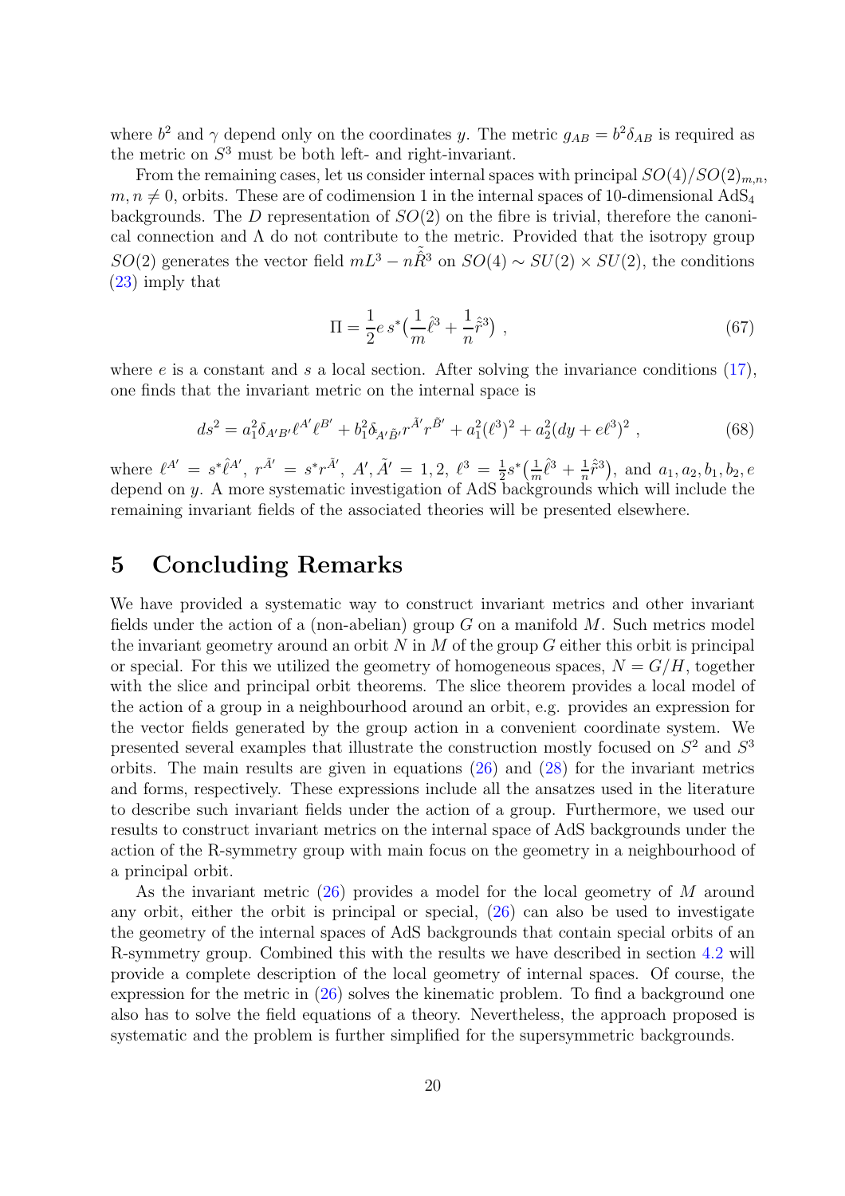where $b^2$ and $\gamma$ depend only on the coordinates $y$. The metric $g_{AB} = b^2\delta_{AB}$ is required as the metric on $S^3$ must be both left- and right-invariant.

From the remaining cases, let us consider internal spaces with principal $SO(4)/SO(2)_{m,n}$, $m, n \neq 0$, orbits. These are of codimension 1 in the internal spaces of 10-dimensional AdS$_4$ backgrounds. The $D$ representation of $SO(2)$ on the fibre is trivial, therefore the canonical connection and $\Lambda$ do not contribute to the metric. Provided that the isotropy group $SO(2)$ generates the vector field $mL^3 - n\tilde{\hat{R}}^3$ on $SO(4) \sim SU(2) \times SU(2)$, the conditions (23) imply that

$$\Pi = \frac{1}{2} e\, s^*\big(\frac{1}{m}\hat{\ell}^3 + \frac{1}{n}\hat{\tilde{r}}^3\big) , \tag{67}$$

where $e$ is a constant and $s$ a local section. After solving the invariance conditions (17), one finds that the invariant metric on the internal space is

$$ds^2 = a_1^2 \delta_{A'B'}\ell^{A'}\ell^{B'} + b_1^2 \delta_{\tilde{A}'\tilde{B}'} r^{\tilde{A}'} r^{\tilde{B}'} + a_1^2(\ell^3)^2 + a_2^2(dy + e\ell^3)^2 , \tag{68}$$

where $\ell^{A'} = s^*\hat{\ell}^{A'}$, $r^{\tilde{A}'} = s^* r^{\tilde{A}'}$, $A', \tilde{A}' = 1, 2$, $\ell^3 = \frac{1}{2}s^*\big(\frac{1}{m}\hat{\ell}^3 + \frac{1}{n}\hat{\tilde{r}}^3\big)$, and $a_1, a_2, b_1, b_2, e$ depend on $y$. A more systematic investigation of AdS backgrounds which will include the remaining invariant fields of the associated theories will be presented elsewhere.

# 5 Concluding Remarks

We have provided a systematic way to construct invariant metrics and other invariant fields under the action of a (non-abelian) group $G$ on a manifold $M$. Such metrics model the invariant geometry around an orbit $N$ in $M$ of the group $G$ either this orbit is principal or special. For this we utilized the geometry of homogeneous spaces, $N = G/H$, together with the slice and principal orbit theorems. The slice theorem provides a local model of the action of a group in a neighbourhood around an orbit, e.g. provides an expression for the vector fields generated by the group action in a convenient coordinate system. We presented several examples that illustrate the construction mostly focused on $S^2$ and $S^3$ orbits. The main results are given in equations (26) and (28) for the invariant metrics and forms, respectively. These expressions include all the ansatzes used in the literature to describe such invariant fields under the action of a group. Furthermore, we used our results to construct invariant metrics on the internal space of AdS backgrounds under the action of the R-symmetry group with main focus on the geometry in a neighbourhood of a principal orbit.

As the invariant metric (26) provides a model for the local geometry of $M$ around any orbit, either the orbit is principal or special, (26) can also be used to investigate the geometry of the internal spaces of AdS backgrounds that contain special orbits of an R-symmetry group. Combined this with the results we have described in section 4.2 will provide a complete description of the local geometry of internal spaces. Of course, the expression for the metric in (26) solves the kinematic problem. To find a background one also has to solve the field equations of a theory. Nevertheless, the approach proposed is systematic and the problem is further simplified for the supersymmetric backgrounds.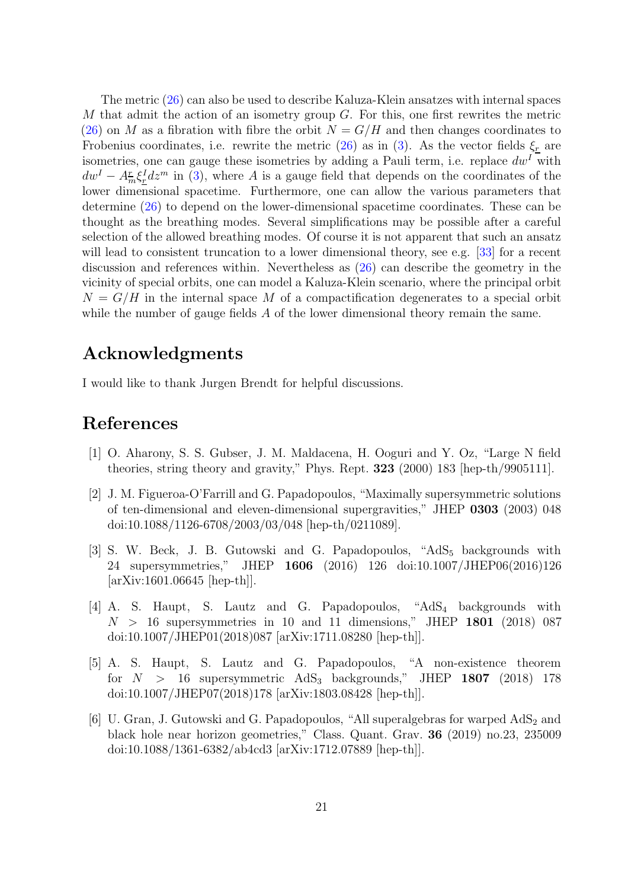The metric (26) can also be used to describe Kaluza-Klein ansatzes with internal spaces $M$ that admit the action of an isometry group $G$. For this, one first rewrites the metric (26) on $M$ as a fibration with fibre the orbit $N = G/H$ and then changes coordinates to Frobenius coordinates, i.e. rewrite the metric (26) as in (3). As the vector fields $\xi_{\underline{r}}$ are isometries, one can gauge these isometries by adding a Pauli term, i.e. replace $dw^I$ with $dw^I - A^{\underline{r}}_m \xi^I_{\underline{r}} dz^m$ in (3), where $A$ is a gauge field that depends on the coordinates of the lower dimensional spacetime. Furthermore, one can allow the various parameters that determine (26) to depend on the lower-dimensional spacetime coordinates. These can be thought as the breathing modes. Several simplifications may be possible after a careful selection of the allowed breathing modes. Of course it is not apparent that such an ansatz will lead to consistent truncation to a lower dimensional theory, see e.g. [33] for a recent discussion and references within. Nevertheless as (26) can describe the geometry in the vicinity of special orbits, one can model a Kaluza-Klein scenario, where the principal orbit $N = G/H$ in the internal space $M$ of a compactification degenerates to a special orbit while the number of gauge fields $A$ of the lower dimensional theory remain the same.

## Acknowledgments

I would like to thank Jurgen Brendt for helpful discussions.

## References

[1] O. Aharony, S. S. Gubser, J. M. Maldacena, H. Ooguri and Y. Oz, "Large N field theories, string theory and gravity," Phys. Rept. **323** (2000) 183 [hep-th/9905111].

[2] J. M. Figueroa-O'Farrill and G. Papadopoulos, "Maximally supersymmetric solutions of ten-dimensional and eleven-dimensional supergravities," JHEP **0303** (2003) 048 doi:10.1088/1126-6708/2003/03/048 [hep-th/0211089].

[3] S. W. Beck, J. B. Gutowski and G. Papadopoulos, "$\mathrm{AdS}_5$ backgrounds with 24 supersymmetries," JHEP **1606** (2016) 126 doi:10.1007/JHEP06(2016)126 [arXiv:1601.06645 [hep-th]].

[4] A. S. Haupt, S. Lautz and G. Papadopoulos, "$\mathrm{AdS}_4$ backgrounds with $N > 16$ supersymmetries in 10 and 11 dimensions," JHEP **1801** (2018) 087 doi:10.1007/JHEP01(2018)087 [arXiv:1711.08280 [hep-th]].

[5] A. S. Haupt, S. Lautz and G. Papadopoulos, "A non-existence theorem for $N > 16$ supersymmetric $\mathrm{AdS}_3$ backgrounds," JHEP **1807** (2018) 178 doi:10.1007/JHEP07(2018)178 [arXiv:1803.08428 [hep-th]].

[6] U. Gran, J. Gutowski and G. Papadopoulos, "All superalgebras for warped $\mathrm{AdS}_2$ and black hole near horizon geometries," Class. Quant. Grav. **36** (2019) no.23, 235009 doi:10.1088/1361-6382/ab4cd3 [arXiv:1712.07889 [hep-th]].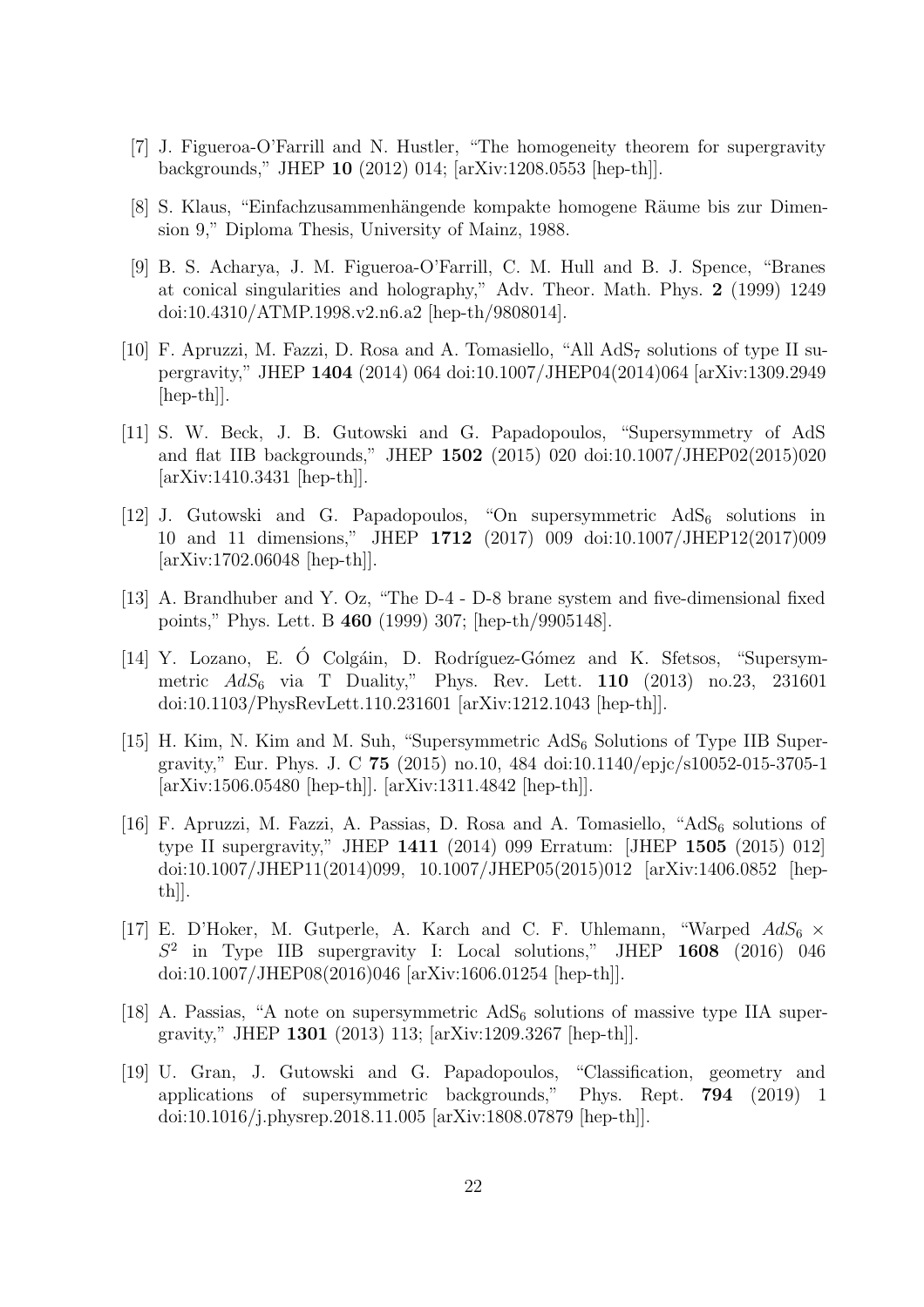[7] J. Figueroa-O'Farrill and N. Hustler, "The homogeneity theorem for supergravity backgrounds," JHEP **10** (2012) 014; [arXiv:1208.0553 [hep-th]].

[8] S. Klaus, "Einfachzusammenhängende kompakte homogene Räume bis zur Dimension 9," Diploma Thesis, University of Mainz, 1988.

[9] B. S. Acharya, J. M. Figueroa-O'Farrill, C. M. Hull and B. J. Spence, "Branes at conical singularities and holography," Adv. Theor. Math. Phys. **2** (1999) 1249 doi:10.4310/ATMP.1998.v2.n6.a2 [hep-th/9808014].

[10] F. Apruzzi, M. Fazzi, D. Rosa and A. Tomasiello, "All $\mathrm{AdS}_7$ solutions of type II supergravity," JHEP **1404** (2014) 064 doi:10.1007/JHEP04(2014)064 [arXiv:1309.2949 [hep-th]].

[11] S. W. Beck, J. B. Gutowski and G. Papadopoulos, "Supersymmetry of AdS and flat IIB backgrounds," JHEP **1502** (2015) 020 doi:10.1007/JHEP02(2015)020 [arXiv:1410.3431 [hep-th]].

[12] J. Gutowski and G. Papadopoulos, "On supersymmetric $\mathrm{AdS}_6$ solutions in 10 and 11 dimensions," JHEP **1712** (2017) 009 doi:10.1007/JHEP12(2017)009 [arXiv:1702.06048 [hep-th]].

[13] A. Brandhuber and Y. Oz, "The D-4 - D-8 brane system and five-dimensional fixed points," Phys. Lett. B **460** (1999) 307; [hep-th/9905148].

[14] Y. Lozano, E. Ó Colgáin, D. Rodríguez-Gómez and K. Sfetsos, "Supersymmetric $AdS_6$ via T Duality," Phys. Rev. Lett. **110** (2013) no.23, 231601 doi:10.1103/PhysRevLett.110.231601 [arXiv:1212.1043 [hep-th]].

[15] H. Kim, N. Kim and M. Suh, "Supersymmetric $\mathrm{AdS}_6$ Solutions of Type IIB Supergravity," Eur. Phys. J. C **75** (2015) no.10, 484 doi:10.1140/epjc/s10052-015-3705-1 [arXiv:1506.05480 [hep-th]]. [arXiv:1311.4842 [hep-th]].

[16] F. Apruzzi, M. Fazzi, A. Passias, D. Rosa and A. Tomasiello, "$\mathrm{AdS}_6$ solutions of type II supergravity," JHEP **1411** (2014) 099 Erratum: [JHEP **1505** (2015) 012] doi:10.1007/JHEP11(2014)099, 10.1007/JHEP05(2015)012 [arXiv:1406.0852 [hep-th]].

[17] E. D'Hoker, M. Gutperle, A. Karch and C. F. Uhlemann, "Warped $AdS_6 \times S^2$ in Type IIB supergravity I: Local solutions," JHEP **1608** (2016) 046 doi:10.1007/JHEP08(2016)046 [arXiv:1606.01254 [hep-th]].

[18] A. Passias, "A note on supersymmetric $\mathrm{AdS}_6$ solutions of massive type IIA supergravity," JHEP **1301** (2013) 113; [arXiv:1209.3267 [hep-th]].

[19] U. Gran, J. Gutowski and G. Papadopoulos, "Classification, geometry and applications of supersymmetric backgrounds," Phys. Rept. **794** (2019) 1 doi:10.1016/j.physrep.2018.11.005 [arXiv:1808.07879 [hep-th]].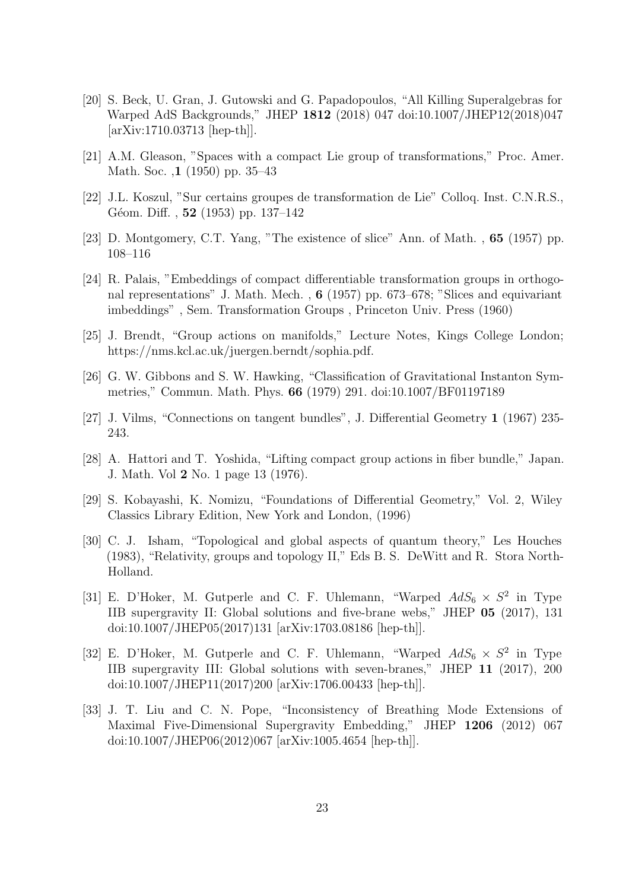[20] S. Beck, U. Gran, J. Gutowski and G. Papadopoulos, “All Killing Superalgebras for Warped AdS Backgrounds,” JHEP **1812** (2018) 047 doi:10.1007/JHEP12(2018)047 [arXiv:1710.03713 [hep-th]].

[21] A.M. Gleason, ”Spaces with a compact Lie group of transformations,” Proc. Amer. Math. Soc. ,**1** (1950) pp. 35–43

[22] J.L. Koszul, ”Sur certains groupes de transformation de Lie” Colloq. Inst. C.N.R.S., Géom. Diff. , **52** (1953) pp. 137–142

[23] D. Montgomery, C.T. Yang, ”The existence of slice” Ann. of Math. , **65** (1957) pp. 108–116

[24] R. Palais, ”Embeddings of compact differentiable transformation groups in orthogonal representations” J. Math. Mech. , **6** (1957) pp. 673–678; ”Slices and equivariant imbeddings” , Sem. Transformation Groups , Princeton Univ. Press (1960)

[25] J. Brendt, “Group actions on manifolds,” Lecture Notes, Kings College London; https://nms.kcl.ac.uk/juergen.berndt/sophia.pdf.

[26] G. W. Gibbons and S. W. Hawking, “Classification of Gravitational Instanton Symmetries,” Commun. Math. Phys. **66** (1979) 291. doi:10.1007/BF01197189

[27] J. Vilms, “Connections on tangent bundles”, J. Differential Geometry **1** (1967) 235-243.

[28] A. Hattori and T. Yoshida, “Lifting compact group actions in fiber bundle,” Japan. J. Math. Vol **2** No. 1 page 13 (1976).

[29] S. Kobayashi, K. Nomizu, “Foundations of Differential Geometry,” Vol. 2, Wiley Classics Library Edition, New York and London, (1996)

[30] C. J. Isham, “Topological and global aspects of quantum theory,” Les Houches (1983), “Relativity, groups and topology II,” Eds B. S. DeWitt and R. Stora North-Holland.

[31] E. D'Hoker, M. Gutperle and C. F. Uhlemann, “Warped $AdS_6 \times S^2$ in Type IIB supergravity II: Global solutions and five-brane webs,” JHEP **05** (2017), 131 doi:10.1007/JHEP05(2017)131 [arXiv:1703.08186 [hep-th]].

[32] E. D'Hoker, M. Gutperle and C. F. Uhlemann, “Warped $AdS_6 \times S^2$ in Type IIB supergravity III: Global solutions with seven-branes,” JHEP **11** (2017), 200 doi:10.1007/JHEP11(2017)200 [arXiv:1706.00433 [hep-th]].

[33] J. T. Liu and C. N. Pope, “Inconsistency of Breathing Mode Extensions of Maximal Five-Dimensional Supergravity Embedding,” JHEP **1206** (2012) 067 doi:10.1007/JHEP06(2012)067 [arXiv:1005.4654 [hep-th]].